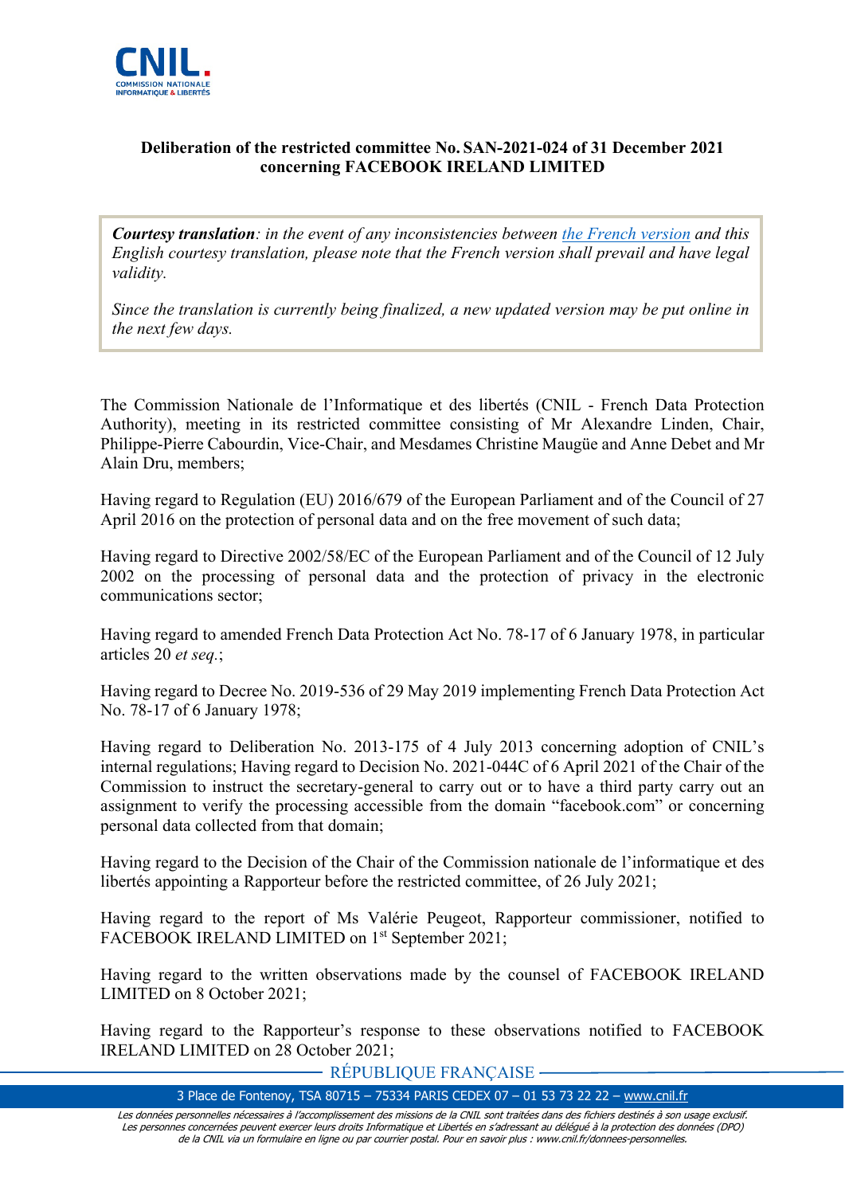**Deliberation of the restricted committee No. SAN-2021-024 of 31 December 2021 concerning FACEBOOK IRELAND LIMITED**

> ***Courtesy translation****: in the event of any inconsistencies between [the French version](#) and this English courtesy translation, please note that the French version shall prevail and have legal validity.*
>
> *Since the translation is currently being finalized, a new updated version may be put online in the next few days.*

The Commission Nationale de l'Informatique et des libertés (CNIL - French Data Protection Authority), meeting in its restricted committee consisting of Mr Alexandre Linden, Chair, Philippe-Pierre Cabourdin, Vice-Chair, and Mesdames Christine Maugüe and Anne Debet and Mr Alain Dru, members;

Having regard to Regulation (EU) 2016/679 of the European Parliament and of the Council of 27 April 2016 on the protection of personal data and on the free movement of such data;

Having regard to Directive 2002/58/EC of the European Parliament and of the Council of 12 July 2002 on the processing of personal data and the protection of privacy in the electronic communications sector;

Having regard to amended French Data Protection Act No. 78-17 of 6 January 1978, in particular articles 20 *et seq.*;

Having regard to Decree No. 2019-536 of 29 May 2019 implementing French Data Protection Act No. 78-17 of 6 January 1978;

Having regard to Deliberation No. 2013-175 of 4 July 2013 concerning adoption of CNIL's internal regulations; Having regard to Decision No. 2021-044C of 6 April 2021 of the Chair of the Commission to instruct the secretary-general to carry out or to have a third party carry out an assignment to verify the processing accessible from the domain "facebook.com" or concerning personal data collected from that domain;

Having regard to the Decision of the Chair of the Commission nationale de l'informatique et des libertés appointing a Rapporteur before the restricted committee, of 26 July 2021;

Having regard to the report of Ms Valérie Peugeot, Rapporteur commissioner, notified to FACEBOOK IRELAND LIMITED on 1st September 2021;

Having regard to the written observations made by the counsel of FACEBOOK IRELAND LIMITED on 8 October 2021;

Having regard to the Rapporteur's response to these observations notified to FACEBOOK IRELAND LIMITED on 28 October 2021;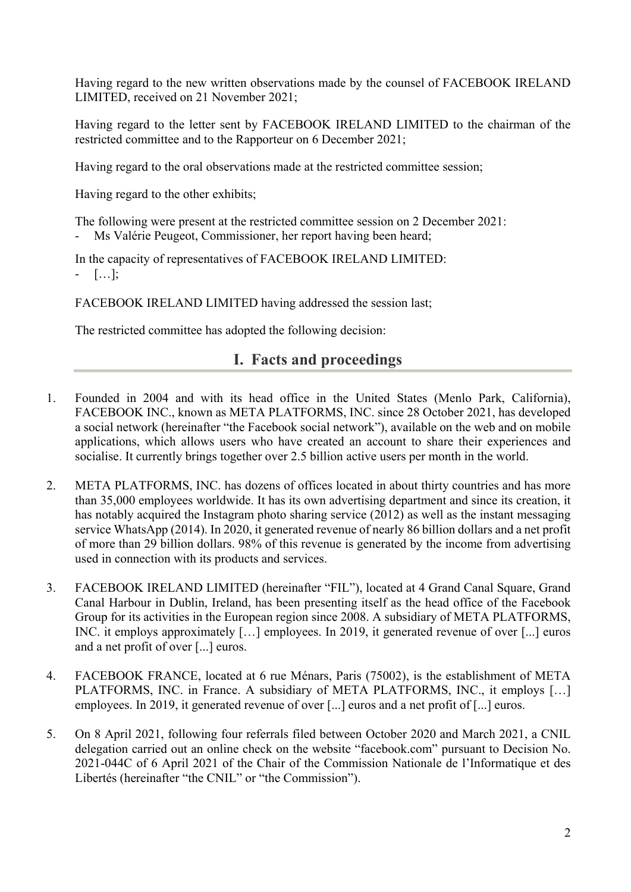Having regard to the new written observations made by the counsel of FACEBOOK IRELAND LIMITED, received on 21 November 2021;

Having regard to the letter sent by FACEBOOK IRELAND LIMITED to the chairman of the restricted committee and to the Rapporteur on 6 December 2021;

Having regard to the oral observations made at the restricted committee session;

Having regard to the other exhibits;

The following were present at the restricted committee session on 2 December 2021:

- Ms Valérie Peugeot, Commissioner, her report having been heard;

In the capacity of representatives of FACEBOOK IRELAND LIMITED:

- […];

FACEBOOK IRELAND LIMITED having addressed the session last;

The restricted committee has adopted the following decision:

## I. Facts and proceedings

1. Founded in 2004 and with its head office in the United States (Menlo Park, California), FACEBOOK INC., known as META PLATFORMS, INC. since 28 October 2021, has developed a social network (hereinafter "the Facebook social network"), available on the web and on mobile applications, which allows users who have created an account to share their experiences and socialise. It currently brings together over 2.5 billion active users per month in the world.

2. META PLATFORMS, INC. has dozens of offices located in about thirty countries and has more than 35,000 employees worldwide. It has its own advertising department and since its creation, it has notably acquired the Instagram photo sharing service (2012) as well as the instant messaging service WhatsApp (2014). In 2020, it generated revenue of nearly 86 billion dollars and a net profit of more than 29 billion dollars. 98% of this revenue is generated by the income from advertising used in connection with its products and services.

3. FACEBOOK IRELAND LIMITED (hereinafter "FIL"), located at 4 Grand Canal Square, Grand Canal Harbour in Dublin, Ireland, has been presenting itself as the head office of the Facebook Group for its activities in the European region since 2008. A subsidiary of META PLATFORMS, INC. it employs approximately […] employees. In 2019, it generated revenue of over [...] euros and a net profit of over [...] euros.

4. FACEBOOK FRANCE, located at 6 rue Ménars, Paris (75002), is the establishment of META PLATFORMS, INC. in France. A subsidiary of META PLATFORMS, INC., it employs […] employees. In 2019, it generated revenue of over [...] euros and a net profit of [...] euros.

5. On 8 April 2021, following four referrals filed between October 2020 and March 2021, a CNIL delegation carried out an online check on the website "facebook.com" pursuant to Decision No. 2021-044C of 6 April 2021 of the Chair of the Commission Nationale de l'Informatique et des Libertés (hereinafter "the CNIL" or "the Commission").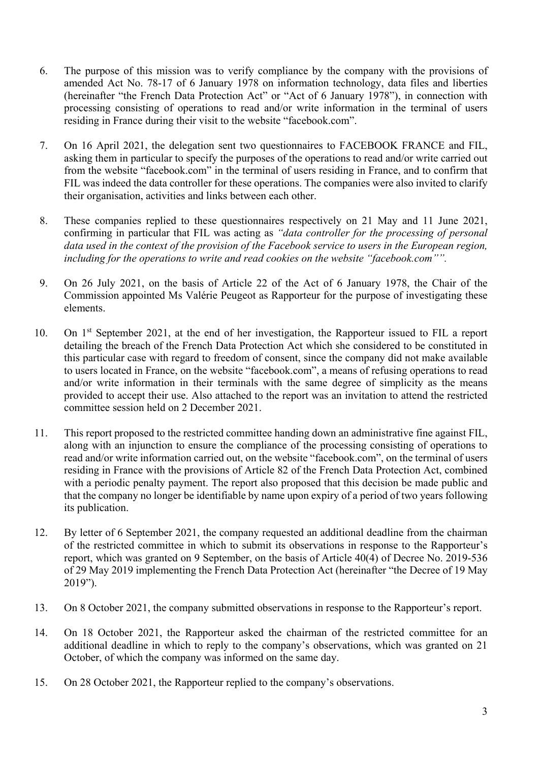6. The purpose of this mission was to verify compliance by the company with the provisions of amended Act No. 78-17 of 6 January 1978 on information technology, data files and liberties (hereinafter "the French Data Protection Act" or "Act of 6 January 1978"), in connection with processing consisting of operations to read and/or write information in the terminal of users residing in France during their visit to the website "facebook.com".

7. On 16 April 2021, the delegation sent two questionnaires to FACEBOOK FRANCE and FIL, asking them in particular to specify the purposes of the operations to read and/or write carried out from the website "facebook.com" in the terminal of users residing in France, and to confirm that FIL was indeed the data controller for these operations. The companies were also invited to clarify their organisation, activities and links between each other.

8. These companies replied to these questionnaires respectively on 21 May and 11 June 2021, confirming in particular that FIL was acting as *"data controller for the processing of personal data used in the context of the provision of the Facebook service to users in the European region, including for the operations to write and read cookies on the website "facebook.com""*.

9. On 26 July 2021, on the basis of Article 22 of the Act of 6 January 1978, the Chair of the Commission appointed Ms Valérie Peugeot as Rapporteur for the purpose of investigating these elements.

10. On 1st September 2021, at the end of her investigation, the Rapporteur issued to FIL a report detailing the breach of the French Data Protection Act which she considered to be constituted in this particular case with regard to freedom of consent, since the company did not make available to users located in France, on the website "facebook.com", a means of refusing operations to read and/or write information in their terminals with the same degree of simplicity as the means provided to accept their use. Also attached to the report was an invitation to attend the restricted committee session held on 2 December 2021.

11. This report proposed to the restricted committee handing down an administrative fine against FIL, along with an injunction to ensure the compliance of the processing consisting of operations to read and/or write information carried out, on the website "facebook.com", on the terminal of users residing in France with the provisions of Article 82 of the French Data Protection Act, combined with a periodic penalty payment. The report also proposed that this decision be made public and that the company no longer be identifiable by name upon expiry of a period of two years following its publication.

12. By letter of 6 September 2021, the company requested an additional deadline from the chairman of the restricted committee in which to submit its observations in response to the Rapporteur's report, which was granted on 9 September, on the basis of Article 40(4) of Decree No. 2019-536 of 29 May 2019 implementing the French Data Protection Act (hereinafter "the Decree of 19 May 2019").

13. On 8 October 2021, the company submitted observations in response to the Rapporteur's report.

14. On 18 October 2021, the Rapporteur asked the chairman of the restricted committee for an additional deadline in which to reply to the company's observations, which was granted on 21 October, of which the company was informed on the same day.

15. On 28 October 2021, the Rapporteur replied to the company's observations.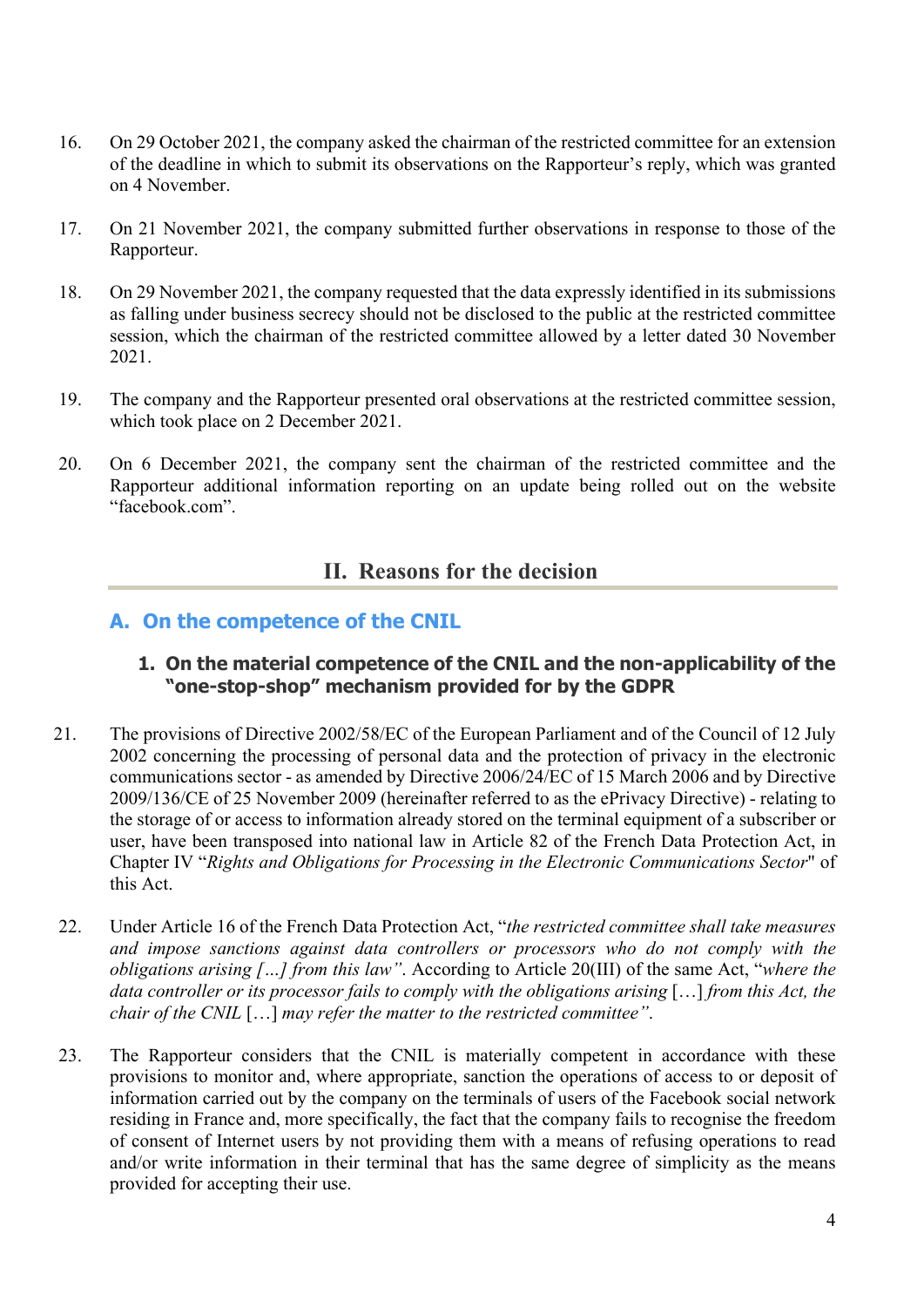16. On 29 October 2021, the company asked the chairman of the restricted committee for an extension of the deadline in which to submit its observations on the Rapporteur's reply, which was granted on 4 November.

17. On 21 November 2021, the company submitted further observations in response to those of the Rapporteur.

18. On 29 November 2021, the company requested that the data expressly identified in its submissions as falling under business secrecy should not be disclosed to the public at the restricted committee session, which the chairman of the restricted committee allowed by a letter dated 30 November 2021.

19. The company and the Rapporteur presented oral observations at the restricted committee session, which took place on 2 December 2021.

20. On 6 December 2021, the company sent the chairman of the restricted committee and the Rapporteur additional information reporting on an update being rolled out on the website "facebook.com".

## II. Reasons for the decision

### A. On the competence of the CNIL

#### 1. On the material competence of the CNIL and the non-applicability of the "one-stop-shop" mechanism provided for by the GDPR

21. The provisions of Directive 2002/58/EC of the European Parliament and of the Council of 12 July 2002 concerning the processing of personal data and the protection of privacy in the electronic communications sector - as amended by Directive 2006/24/EC of 15 March 2006 and by Directive 2009/136/CE of 25 November 2009 (hereinafter referred to as the ePrivacy Directive) - relating to the storage of or access to information already stored on the terminal equipment of a subscriber or user, have been transposed into national law in Article 82 of the French Data Protection Act, in Chapter IV "*Rights and Obligations for Processing in the Electronic Communications Sector*" of this Act.

22. Under Article 16 of the French Data Protection Act, "*the restricted committee shall take measures and impose sanctions against data controllers or processors who do not comply with the obligations arising […] from this law*". According to Article 20(III) of the same Act, "*where the data controller or its processor fails to comply with the obligations arising* […] *from this Act, the chair of the CNIL* […] *may refer the matter to the restricted committee*".

23. The Rapporteur considers that the CNIL is materially competent in accordance with these provisions to monitor and, where appropriate, sanction the operations of access to or deposit of information carried out by the company on the terminals of users of the Facebook social network residing in France and, more specifically, the fact that the company fails to recognise the freedom of consent of Internet users by not providing them with a means of refusing operations to read and/or write information in their terminal that has the same degree of simplicity as the means provided for accepting their use.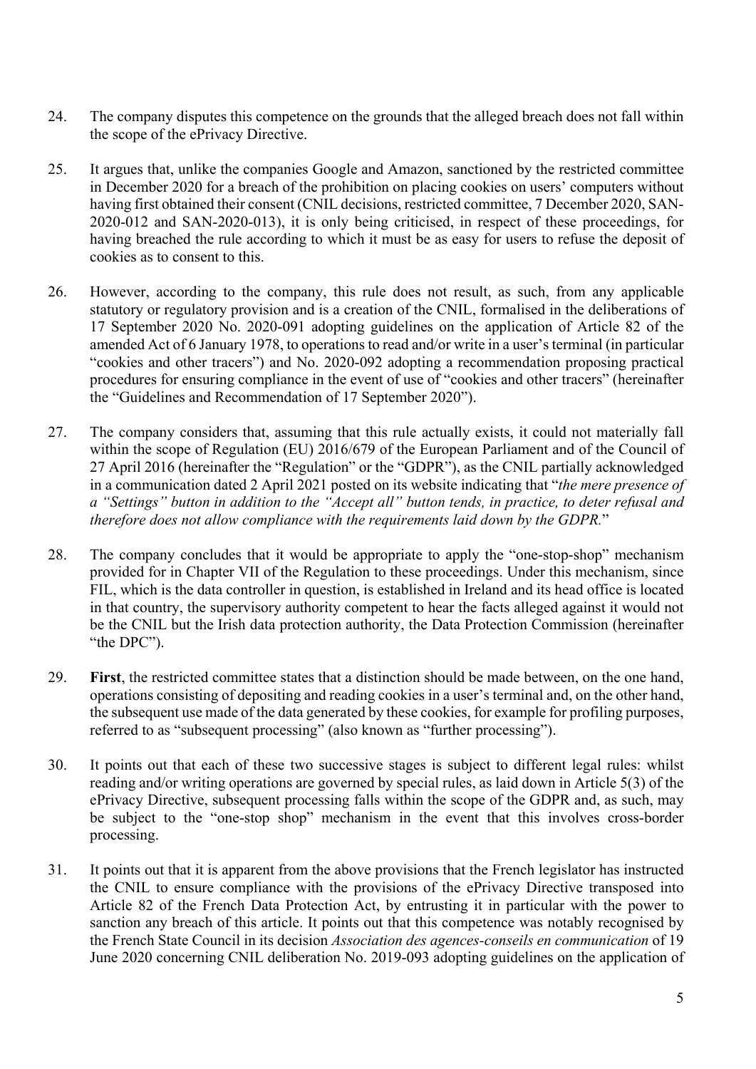24. The company disputes this competence on the grounds that the alleged breach does not fall within the scope of the ePrivacy Directive.

25. It argues that, unlike the companies Google and Amazon, sanctioned by the restricted committee in December 2020 for a breach of the prohibition on placing cookies on users' computers without having first obtained their consent (CNIL decisions, restricted committee, 7 December 2020, SAN-2020-012 and SAN-2020-013), it is only being criticised, in respect of these proceedings, for having breached the rule according to which it must be as easy for users to refuse the deposit of cookies as to consent to this.

26. However, according to the company, this rule does not result, as such, from any applicable statutory or regulatory provision and is a creation of the CNIL, formalised in the deliberations of 17 September 2020 No. 2020-091 adopting guidelines on the application of Article 82 of the amended Act of 6 January 1978, to operations to read and/or write in a user's terminal (in particular "cookies and other tracers") and No. 2020-092 adopting a recommendation proposing practical procedures for ensuring compliance in the event of use of "cookies and other tracers" (hereinafter the "Guidelines and Recommendation of 17 September 2020").

27. The company considers that, assuming that this rule actually exists, it could not materially fall within the scope of Regulation (EU) 2016/679 of the European Parliament and of the Council of 27 April 2016 (hereinafter the "Regulation" or the "GDPR"), as the CNIL partially acknowledged in a communication dated 2 April 2021 posted on its website indicating that "*the mere presence of a "Settings" button in addition to the "Accept all" button tends, in practice, to deter refusal and therefore does not allow compliance with the requirements laid down by the GDPR.*"

28. The company concludes that it would be appropriate to apply the "one-stop-shop" mechanism provided for in Chapter VII of the Regulation to these proceedings. Under this mechanism, since FIL, which is the data controller in question, is established in Ireland and its head office is located in that country, the supervisory authority competent to hear the facts alleged against it would not be the CNIL but the Irish data protection authority, the Data Protection Commission (hereinafter "the DPC").

29. **First**, the restricted committee states that a distinction should be made between, on the one hand, operations consisting of depositing and reading cookies in a user's terminal and, on the other hand, the subsequent use made of the data generated by these cookies, for example for profiling purposes, referred to as "subsequent processing" (also known as "further processing").

30. It points out that each of these two successive stages is subject to different legal rules: whilst reading and/or writing operations are governed by special rules, as laid down in Article 5(3) of the ePrivacy Directive, subsequent processing falls within the scope of the GDPR and, as such, may be subject to the "one-stop shop" mechanism in the event that this involves cross-border processing.

31. It points out that it is apparent from the above provisions that the French legislator has instructed the CNIL to ensure compliance with the provisions of the ePrivacy Directive transposed into Article 82 of the French Data Protection Act, by entrusting it in particular with the power to sanction any breach of this article. It points out that this competence was notably recognised by the French State Council in its decision *Association des agences-conseils en communication* of 19 June 2020 concerning CNIL deliberation No. 2019-093 adopting guidelines on the application of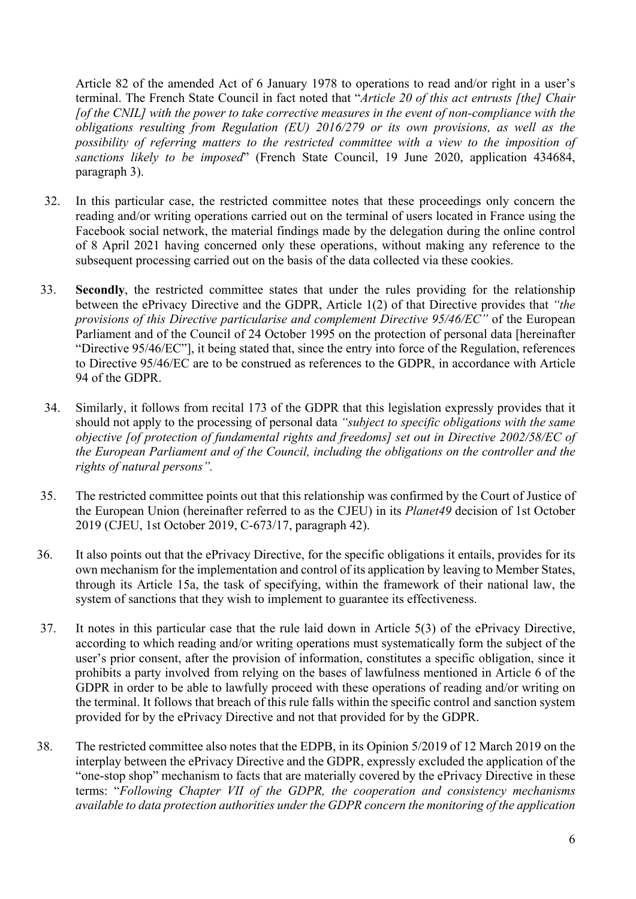Article 82 of the amended Act of 6 January 1978 to operations to read and/or right in a user's terminal. The French State Council in fact noted that "*Article 20 of this act entrusts [the] Chair [of the CNIL] with the power to take corrective measures in the event of non-compliance with the obligations resulting from Regulation (EU) 2016/279 or its own provisions, as well as the possibility of referring matters to the restricted committee with a view to the imposition of sanctions likely to be imposed*" (French State Council, 19 June 2020, application 434684, paragraph 3).

32. In this particular case, the restricted committee notes that these proceedings only concern the reading and/or writing operations carried out on the terminal of users located in France using the Facebook social network, the material findings made by the delegation during the online control of 8 April 2021 having concerned only these operations, without making any reference to the subsequent processing carried out on the basis of the data collected via these cookies.

33. **Secondly**, the restricted committee states that under the rules providing for the relationship between the ePrivacy Directive and the GDPR, Article 1(2) of that Directive provides that *"the provisions of this Directive particularise and complement Directive 95/46/EC"* of the European Parliament and of the Council of 24 October 1995 on the protection of personal data [hereinafter "Directive 95/46/EC"], it being stated that, since the entry into force of the Regulation, references to Directive 95/46/EC are to be construed as references to the GDPR, in accordance with Article 94 of the GDPR.

34. Similarly, it follows from recital 173 of the GDPR that this legislation expressly provides that it should not apply to the processing of personal data *"subject to specific obligations with the same objective [of protection of fundamental rights and freedoms] set out in Directive 2002/58/EC of the European Parliament and of the Council, including the obligations on the controller and the rights of natural persons"*.

35. The restricted committee points out that this relationship was confirmed by the Court of Justice of the European Union (hereinafter referred to as the CJEU) in its *Planet49* decision of 1st October 2019 (CJEU, 1st October 2019, C-673/17, paragraph 42).

36. It also points out that the ePrivacy Directive, for the specific obligations it entails, provides for its own mechanism for the implementation and control of its application by leaving to Member States, through its Article 15a, the task of specifying, within the framework of their national law, the system of sanctions that they wish to implement to guarantee its effectiveness.

37. It notes in this particular case that the rule laid down in Article 5(3) of the ePrivacy Directive, according to which reading and/or writing operations must systematically form the subject of the user's prior consent, after the provision of information, constitutes a specific obligation, since it prohibits a party involved from relying on the bases of lawfulness mentioned in Article 6 of the GDPR in order to be able to lawfully proceed with these operations of reading and/or writing on the terminal. It follows that breach of this rule falls within the specific control and sanction system provided for by the ePrivacy Directive and not that provided for by the GDPR.

38. The restricted committee also notes that the EDPB, in its Opinion 5/2019 of 12 March 2019 on the interplay between the ePrivacy Directive and the GDPR, expressly excluded the application of the "one-stop shop" mechanism to facts that are materially covered by the ePrivacy Directive in these terms: "*Following Chapter VII of the GDPR, the cooperation and consistency mechanisms available to data protection authorities under the GDPR concern the monitoring of the application*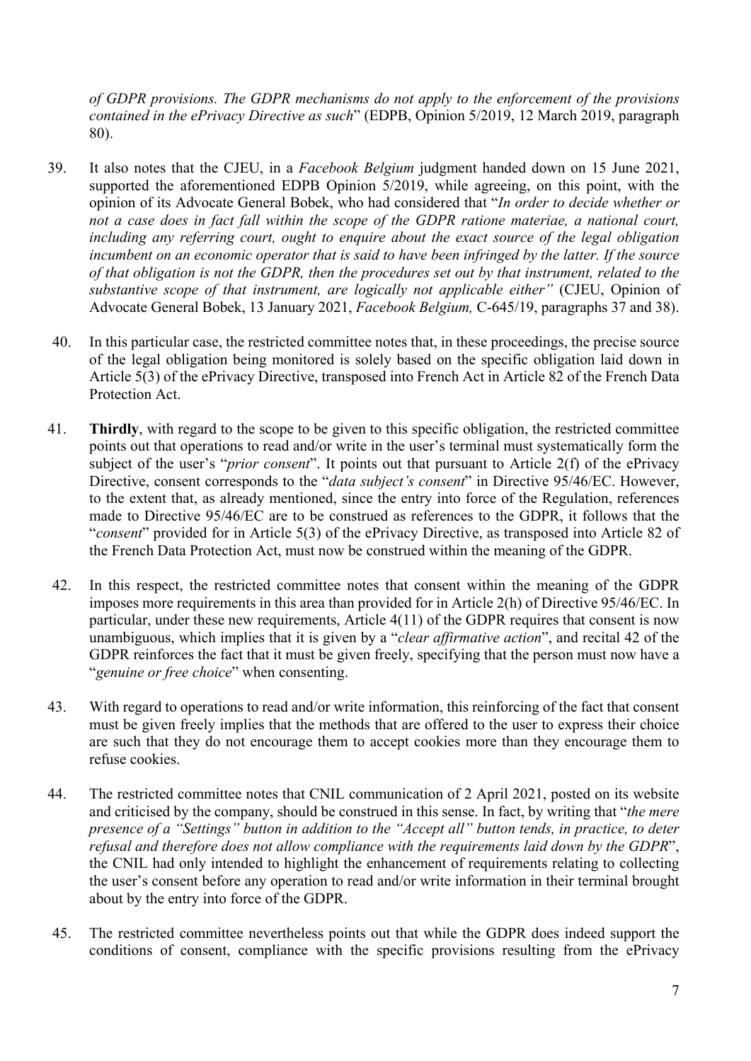*of GDPR provisions. The GDPR mechanisms do not apply to the enforcement of the provisions contained in the ePrivacy Directive as such*" (EDPB, Opinion 5/2019, 12 March 2019, paragraph 80).

39. It also notes that the CJEU, in a *Facebook Belgium* judgment handed down on 15 June 2021, supported the aforementioned EDPB Opinion 5/2019, while agreeing, on this point, with the opinion of its Advocate General Bobek, who had considered that "*In order to decide whether or not a case does in fact fall within the scope of the GDPR ratione materiae, a national court, including any referring court, ought to enquire about the exact source of the legal obligation incumbent on an economic operator that is said to have been infringed by the latter. If the source of that obligation is not the GDPR, then the procedures set out by that instrument, related to the substantive scope of that instrument, are logically not applicable either"* (CJEU, Opinion of Advocate General Bobek, 13 January 2021, *Facebook Belgium,* C-645/19, paragraphs 37 and 38).

40. In this particular case, the restricted committee notes that, in these proceedings, the precise source of the legal obligation being monitored is solely based on the specific obligation laid down in Article 5(3) of the ePrivacy Directive, transposed into French Act in Article 82 of the French Data Protection Act.

41. **Thirdly**, with regard to the scope to be given to this specific obligation, the restricted committee points out that operations to read and/or write in the user's terminal must systematically form the subject of the user's "*prior consent*". It points out that pursuant to Article 2(f) of the ePrivacy Directive, consent corresponds to the "*data subject's consent*" in Directive 95/46/EC. However, to the extent that, as already mentioned, since the entry into force of the Regulation, references made to Directive 95/46/EC are to be construed as references to the GDPR, it follows that the "*consent*" provided for in Article 5(3) of the ePrivacy Directive, as transposed into Article 82 of the French Data Protection Act, must now be construed within the meaning of the GDPR.

42. In this respect, the restricted committee notes that consent within the meaning of the GDPR imposes more requirements in this area than provided for in Article 2(h) of Directive 95/46/EC. In particular, under these new requirements, Article 4(11) of the GDPR requires that consent is now unambiguous, which implies that it is given by a "*clear affirmative action*", and recital 42 of the GDPR reinforces the fact that it must be given freely, specifying that the person must now have a "*genuine or free choice*" when consenting.

43. With regard to operations to read and/or write information, this reinforcing of the fact that consent must be given freely implies that the methods that are offered to the user to express their choice are such that they do not encourage them to accept cookies more than they encourage them to refuse cookies.

44. The restricted committee notes that CNIL communication of 2 April 2021, posted on its website and criticised by the company, should be construed in this sense. In fact, by writing that "*the mere presence of a "Settings" button in addition to the "Accept all" button tends, in practice, to deter refusal and therefore does not allow compliance with the requirements laid down by the GDPR*", the CNIL had only intended to highlight the enhancement of requirements relating to collecting the user's consent before any operation to read and/or write information in their terminal brought about by the entry into force of the GDPR.

45. The restricted committee nevertheless points out that while the GDPR does indeed support the conditions of consent, compliance with the specific provisions resulting from the ePrivacy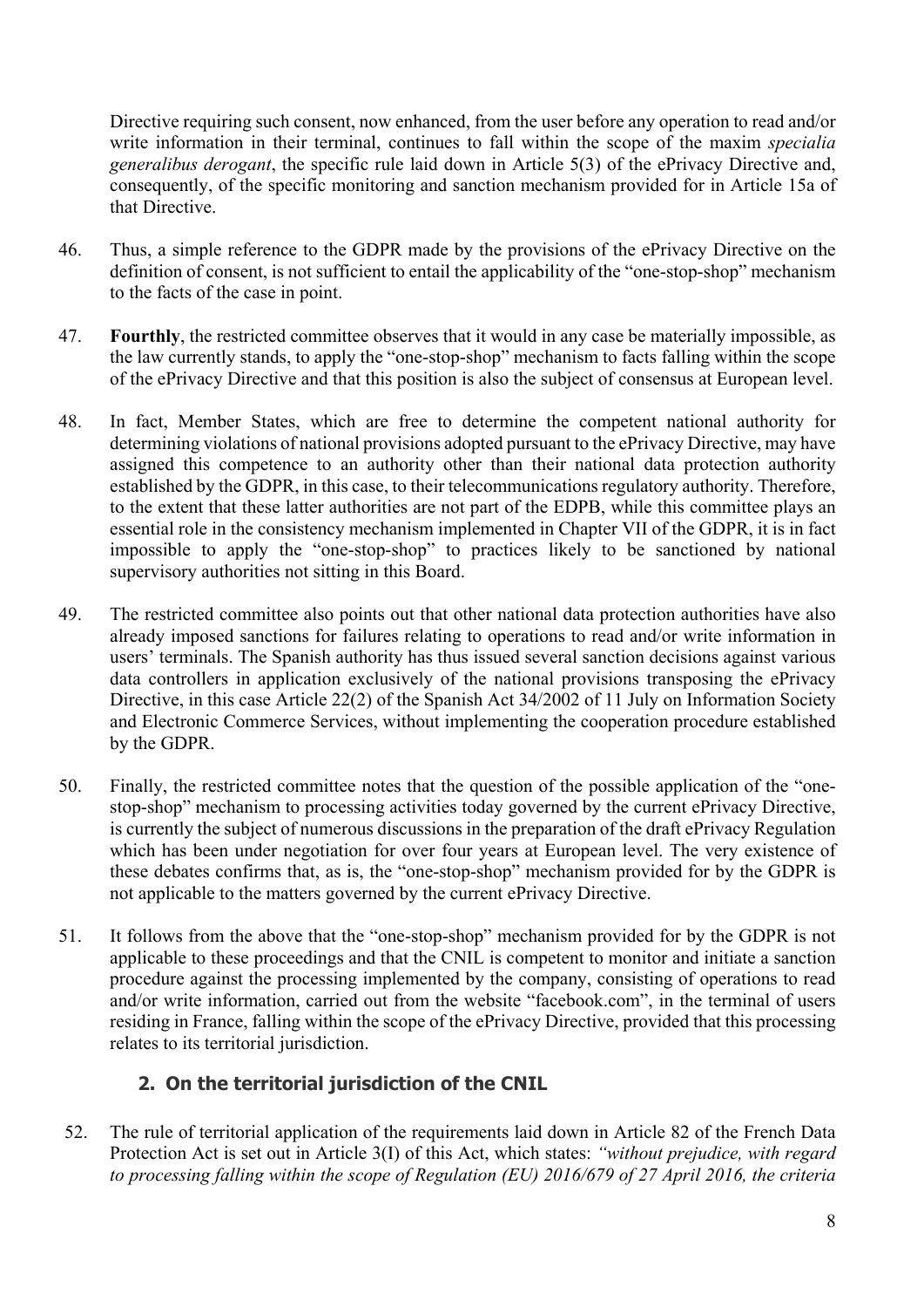Directive requiring such consent, now enhanced, from the user before any operation to read and/or write information in their terminal, continues to fall within the scope of the maxim *specialia generalibus derogant*, the specific rule laid down in Article 5(3) of the ePrivacy Directive and, consequently, of the specific monitoring and sanction mechanism provided for in Article 15a of that Directive.

46. Thus, a simple reference to the GDPR made by the provisions of the ePrivacy Directive on the definition of consent, is not sufficient to entail the applicability of the "one-stop-shop" mechanism to the facts of the case in point.

47. **Fourthly**, the restricted committee observes that it would in any case be materially impossible, as the law currently stands, to apply the "one-stop-shop" mechanism to facts falling within the scope of the ePrivacy Directive and that this position is also the subject of consensus at European level.

48. In fact, Member States, which are free to determine the competent national authority for determining violations of national provisions adopted pursuant to the ePrivacy Directive, may have assigned this competence to an authority other than their national data protection authority established by the GDPR, in this case, to their telecommunications regulatory authority. Therefore, to the extent that these latter authorities are not part of the EDPB, while this committee plays an essential role in the consistency mechanism implemented in Chapter VII of the GDPR, it is in fact impossible to apply the "one-stop-shop" to practices likely to be sanctioned by national supervisory authorities not sitting in this Board.

49. The restricted committee also points out that other national data protection authorities have also already imposed sanctions for failures relating to operations to read and/or write information in users' terminals. The Spanish authority has thus issued several sanction decisions against various data controllers in application exclusively of the national provisions transposing the ePrivacy Directive, in this case Article 22(2) of the Spanish Act 34/2002 of 11 July on Information Society and Electronic Commerce Services, without implementing the cooperation procedure established by the GDPR.

50. Finally, the restricted committee notes that the question of the possible application of the "one-stop-shop" mechanism to processing activities today governed by the current ePrivacy Directive, is currently the subject of numerous discussions in the preparation of the draft ePrivacy Regulation which has been under negotiation for over four years at European level. The very existence of these debates confirms that, as is, the "one-stop-shop" mechanism provided for by the GDPR is not applicable to the matters governed by the current ePrivacy Directive.

51. It follows from the above that the "one-stop-shop" mechanism provided for by the GDPR is not applicable to these proceedings and that the CNIL is competent to monitor and initiate a sanction procedure against the processing implemented by the company, consisting of operations to read and/or write information, carried out from the website "facebook.com", in the terminal of users residing in France, falling within the scope of the ePrivacy Directive, provided that this processing relates to its territorial jurisdiction.

### 2. On the territorial jurisdiction of the CNIL

52. The rule of territorial application of the requirements laid down in Article 82 of the French Data Protection Act is set out in Article 3(I) of this Act, which states: *"without prejudice, with regard to processing falling within the scope of Regulation (EU) 2016/679 of 27 April 2016, the criteria*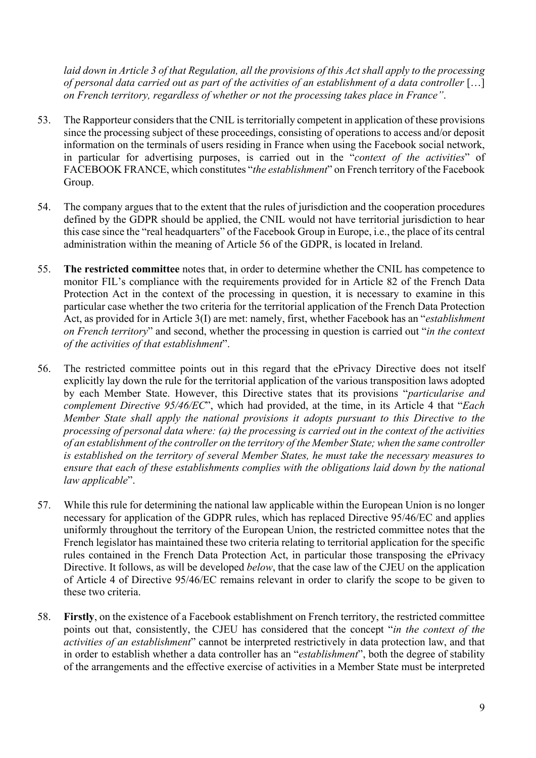*laid down in Article 3 of that Regulation, all the provisions of this Act shall apply to the processing of personal data carried out as part of the activities of an establishment of a data controller* […] *on French territory, regardless of whether or not the processing takes place in France"*.

53. The Rapporteur considers that the CNIL is territorially competent in application of these provisions since the processing subject of these proceedings, consisting of operations to access and/or deposit information on the terminals of users residing in France when using the Facebook social network, in particular for advertising purposes, is carried out in the "*context of the activities*" of FACEBOOK FRANCE, which constitutes "*the establishment*" on French territory of the Facebook Group.

54. The company argues that to the extent that the rules of jurisdiction and the cooperation procedures defined by the GDPR should be applied, the CNIL would not have territorial jurisdiction to hear this case since the "real headquarters" of the Facebook Group in Europe, i.e., the place of its central administration within the meaning of Article 56 of the GDPR, is located in Ireland.

55. **The restricted committee** notes that, in order to determine whether the CNIL has competence to monitor FIL's compliance with the requirements provided for in Article 82 of the French Data Protection Act in the context of the processing in question, it is necessary to examine in this particular case whether the two criteria for the territorial application of the French Data Protection Act, as provided for in Article 3(I) are met: namely, first, whether Facebook has an "*establishment on French territory*" and second, whether the processing in question is carried out "*in the context of the activities of that establishment*".

56. The restricted committee points out in this regard that the ePrivacy Directive does not itself explicitly lay down the rule for the territorial application of the various transposition laws adopted by each Member State. However, this Directive states that its provisions "*particularise and complement Directive 95/46/EC*", which had provided, at the time, in its Article 4 that "*Each Member State shall apply the national provisions it adopts pursuant to this Directive to the processing of personal data where: (a) the processing is carried out in the context of the activities of an establishment of the controller on the territory of the Member State; when the same controller is established on the territory of several Member States, he must take the necessary measures to ensure that each of these establishments complies with the obligations laid down by the national law applicable*".

57. While this rule for determining the national law applicable within the European Union is no longer necessary for application of the GDPR rules, which has replaced Directive 95/46/EC and applies uniformly throughout the territory of the European Union, the restricted committee notes that the French legislator has maintained these two criteria relating to territorial application for the specific rules contained in the French Data Protection Act, in particular those transposing the ePrivacy Directive. It follows, as will be developed *below*, that the case law of the CJEU on the application of Article 4 of Directive 95/46/EC remains relevant in order to clarify the scope to be given to these two criteria.

58. **Firstly**, on the existence of a Facebook establishment on French territory, the restricted committee points out that, consistently, the CJEU has considered that the concept "*in the context of the activities of an establishment*" cannot be interpreted restrictively in data protection law, and that in order to establish whether a data controller has an "*establishment*", both the degree of stability of the arrangements and the effective exercise of activities in a Member State must be interpreted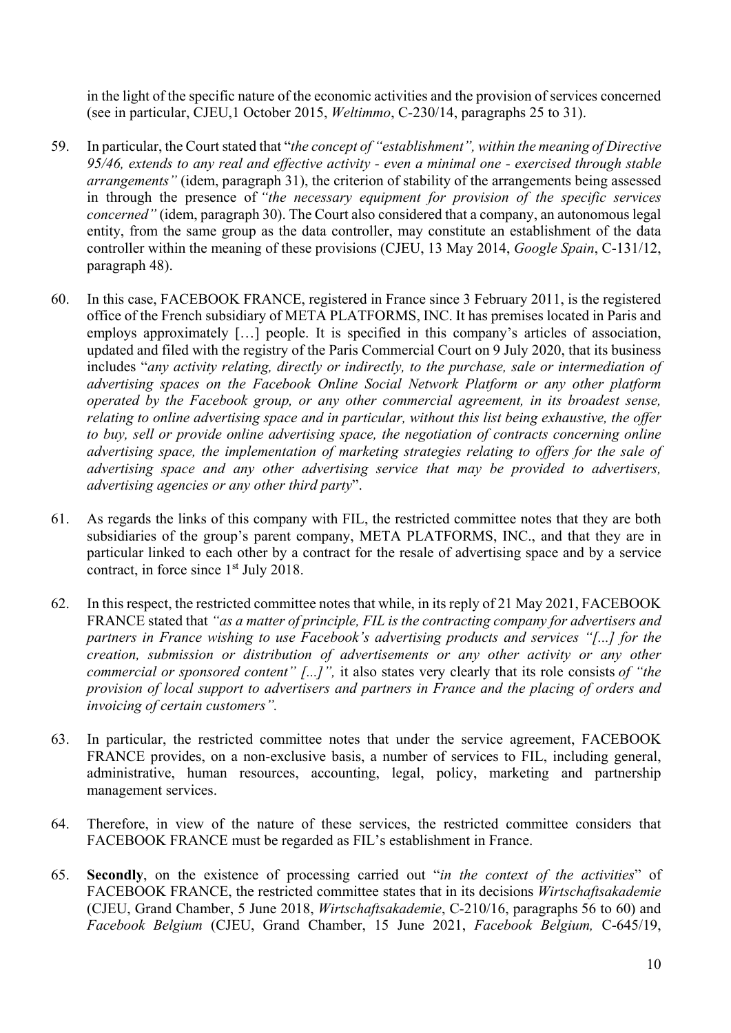in the light of the specific nature of the economic activities and the provision of services concerned (see in particular, CJEU,1 October 2015, *Weltimmo*, C-230/14, paragraphs 25 to 31).

59. In particular, the Court stated that "*the concept of "establishment", within the meaning of Directive 95/46, extends to any real and effective activity - even a minimal one - exercised through stable arrangements"* (idem, paragraph 31), the criterion of stability of the arrangements being assessed in through the presence of *"the necessary equipment for provision of the specific services concerned"* (idem, paragraph 30). The Court also considered that a company, an autonomous legal entity, from the same group as the data controller, may constitute an establishment of the data controller within the meaning of these provisions (CJEU, 13 May 2014, *Google Spain*, C-131/12, paragraph 48).

60. In this case, FACEBOOK FRANCE, registered in France since 3 February 2011, is the registered office of the French subsidiary of META PLATFORMS, INC. It has premises located in Paris and employs approximately […] people. It is specified in this company's articles of association, updated and filed with the registry of the Paris Commercial Court on 9 July 2020, that its business includes "*any activity relating, directly or indirectly, to the purchase, sale or intermediation of advertising spaces on the Facebook Online Social Network Platform or any other platform operated by the Facebook group, or any other commercial agreement, in its broadest sense, relating to online advertising space and in particular, without this list being exhaustive, the offer to buy, sell or provide online advertising space, the negotiation of contracts concerning online advertising space, the implementation of marketing strategies relating to offers for the sale of advertising space and any other advertising service that may be provided to advertisers, advertising agencies or any other third party*".

61. As regards the links of this company with FIL, the restricted committee notes that they are both subsidiaries of the group's parent company, META PLATFORMS, INC., and that they are in particular linked to each other by a contract for the resale of advertising space and by a service contract, in force since 1st July 2018.

62. In this respect, the restricted committee notes that while, in its reply of 21 May 2021, FACEBOOK FRANCE stated that *"as a matter of principle, FIL is the contracting company for advertisers and partners in France wishing to use Facebook's advertising products and services "[...] for the creation, submission or distribution of advertisements or any other activity or any other commercial or sponsored content" [...]",* it also states very clearly that its role consists *of "the provision of local support to advertisers and partners in France and the placing of orders and invoicing of certain customers".*

63. In particular, the restricted committee notes that under the service agreement, FACEBOOK FRANCE provides, on a non-exclusive basis, a number of services to FIL, including general, administrative, human resources, accounting, legal, policy, marketing and partnership management services.

64. Therefore, in view of the nature of these services, the restricted committee considers that FACEBOOK FRANCE must be regarded as FIL's establishment in France.

65. **Secondly**, on the existence of processing carried out "*in the context of the activities*" of FACEBOOK FRANCE, the restricted committee states that in its decisions *Wirtschaftsakademie* (CJEU, Grand Chamber, 5 June 2018, *Wirtschaftsakademie*, C-210/16, paragraphs 56 to 60) and *Facebook Belgium* (CJEU, Grand Chamber, 15 June 2021, *Facebook Belgium,* C-645/19,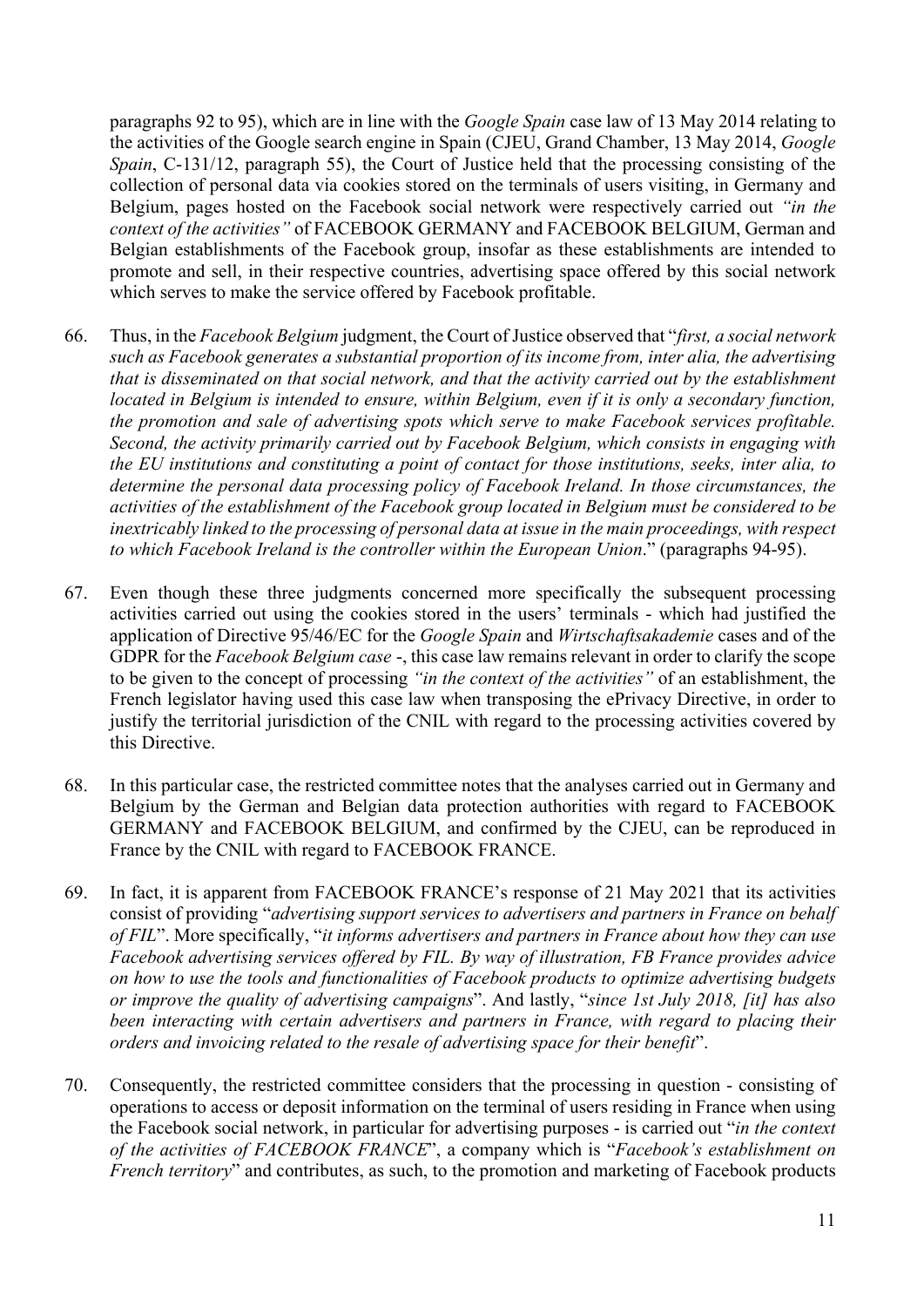paragraphs 92 to 95), which are in line with the *Google Spain* case law of 13 May 2014 relating to the activities of the Google search engine in Spain (CJEU, Grand Chamber, 13 May 2014, *Google Spain*, C-131/12, paragraph 55), the Court of Justice held that the processing consisting of the collection of personal data via cookies stored on the terminals of users visiting, in Germany and Belgium, pages hosted on the Facebook social network were respectively carried out *"in the context of the activities"* of FACEBOOK GERMANY and FACEBOOK BELGIUM, German and Belgian establishments of the Facebook group, insofar as these establishments are intended to promote and sell, in their respective countries, advertising space offered by this social network which serves to make the service offered by Facebook profitable.

66. Thus, in the *Facebook Belgium* judgment, the Court of Justice observed that "*first, a social network such as Facebook generates a substantial proportion of its income from, inter alia, the advertising that is disseminated on that social network, and that the activity carried out by the establishment located in Belgium is intended to ensure, within Belgium, even if it is only a secondary function, the promotion and sale of advertising spots which serve to make Facebook services profitable. Second, the activity primarily carried out by Facebook Belgium, which consists in engaging with the EU institutions and constituting a point of contact for those institutions, seeks, inter alia, to determine the personal data processing policy of Facebook Ireland. In those circumstances, the activities of the establishment of the Facebook group located in Belgium must be considered to be inextricably linked to the processing of personal data at issue in the main proceedings, with respect to which Facebook Ireland is the controller within the European Union*." (paragraphs 94-95).

67. Even though these three judgments concerned more specifically the subsequent processing activities carried out using the cookies stored in the users' terminals - which had justified the application of Directive 95/46/EC for the *Google Spain* and *Wirtschaftsakademie* cases and of the GDPR for the *Facebook Belgium case* -, this case law remains relevant in order to clarify the scope to be given to the concept of processing *"in the context of the activities"* of an establishment, the French legislator having used this case law when transposing the ePrivacy Directive, in order to justify the territorial jurisdiction of the CNIL with regard to the processing activities covered by this Directive.

68. In this particular case, the restricted committee notes that the analyses carried out in Germany and Belgium by the German and Belgian data protection authorities with regard to FACEBOOK GERMANY and FACEBOOK BELGIUM, and confirmed by the CJEU, can be reproduced in France by the CNIL with regard to FACEBOOK FRANCE.

69. In fact, it is apparent from FACEBOOK FRANCE's response of 21 May 2021 that its activities consist of providing "*advertising support services to advertisers and partners in France on behalf of FIL*". More specifically, "*it informs advertisers and partners in France about how they can use Facebook advertising services offered by FIL. By way of illustration, FB France provides advice on how to use the tools and functionalities of Facebook products to optimize advertising budgets or improve the quality of advertising campaigns*". And lastly, "*since 1st July 2018, [it] has also been interacting with certain advertisers and partners in France, with regard to placing their orders and invoicing related to the resale of advertising space for their benefit*".

70. Consequently, the restricted committee considers that the processing in question - consisting of operations to access or deposit information on the terminal of users residing in France when using the Facebook social network, in particular for advertising purposes - is carried out "*in the context of the activities of FACEBOOK FRANCE*", a company which is "*Facebook's establishment on French territory*" and contributes, as such, to the promotion and marketing of Facebook products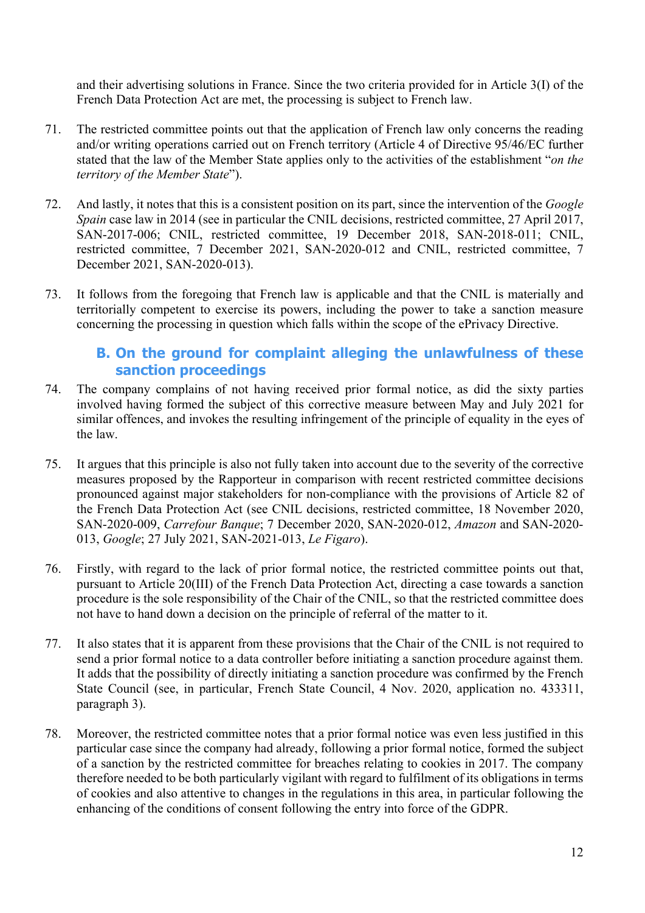and their advertising solutions in France. Since the two criteria provided for in Article 3(I) of the French Data Protection Act are met, the processing is subject to French law.

71. The restricted committee points out that the application of French law only concerns the reading and/or writing operations carried out on French territory (Article 4 of Directive 95/46/EC further stated that the law of the Member State applies only to the activities of the establishment "*on the territory of the Member State*").

72. And lastly, it notes that this is a consistent position on its part, since the intervention of the *Google Spain* case law in 2014 (see in particular the CNIL decisions, restricted committee, 27 April 2017, SAN-2017-006; CNIL, restricted committee, 19 December 2018, SAN-2018-011; CNIL, restricted committee, 7 December 2021, SAN-2020-012 and CNIL, restricted committee, 7 December 2021, SAN-2020-013).

73. It follows from the foregoing that French law is applicable and that the CNIL is materially and territorially competent to exercise its powers, including the power to take a sanction measure concerning the processing in question which falls within the scope of the ePrivacy Directive.

## B. On the ground for complaint alleging the unlawfulness of these sanction proceedings

74. The company complains of not having received prior formal notice, as did the sixty parties involved having formed the subject of this corrective measure between May and July 2021 for similar offences, and invokes the resulting infringement of the principle of equality in the eyes of the law.

75. It argues that this principle is also not fully taken into account due to the severity of the corrective measures proposed by the Rapporteur in comparison with recent restricted committee decisions pronounced against major stakeholders for non-compliance with the provisions of Article 82 of the French Data Protection Act (see CNIL decisions, restricted committee, 18 November 2020, SAN-2020-009, *Carrefour Banque*; 7 December 2020, SAN-2020-012, *Amazon* and SAN-2020-013, *Google*; 27 July 2021, SAN-2021-013, *Le Figaro*).

76. Firstly, with regard to the lack of prior formal notice, the restricted committee points out that, pursuant to Article 20(III) of the French Data Protection Act, directing a case towards a sanction procedure is the sole responsibility of the Chair of the CNIL, so that the restricted committee does not have to hand down a decision on the principle of referral of the matter to it.

77. It also states that it is apparent from these provisions that the Chair of the CNIL is not required to send a prior formal notice to a data controller before initiating a sanction procedure against them. It adds that the possibility of directly initiating a sanction procedure was confirmed by the French State Council (see, in particular, French State Council, 4 Nov. 2020, application no. 433311, paragraph 3).

78. Moreover, the restricted committee notes that a prior formal notice was even less justified in this particular case since the company had already, following a prior formal notice, formed the subject of a sanction by the restricted committee for breaches relating to cookies in 2017. The company therefore needed to be both particularly vigilant with regard to fulfilment of its obligations in terms of cookies and also attentive to changes in the regulations in this area, in particular following the enhancing of the conditions of consent following the entry into force of the GDPR.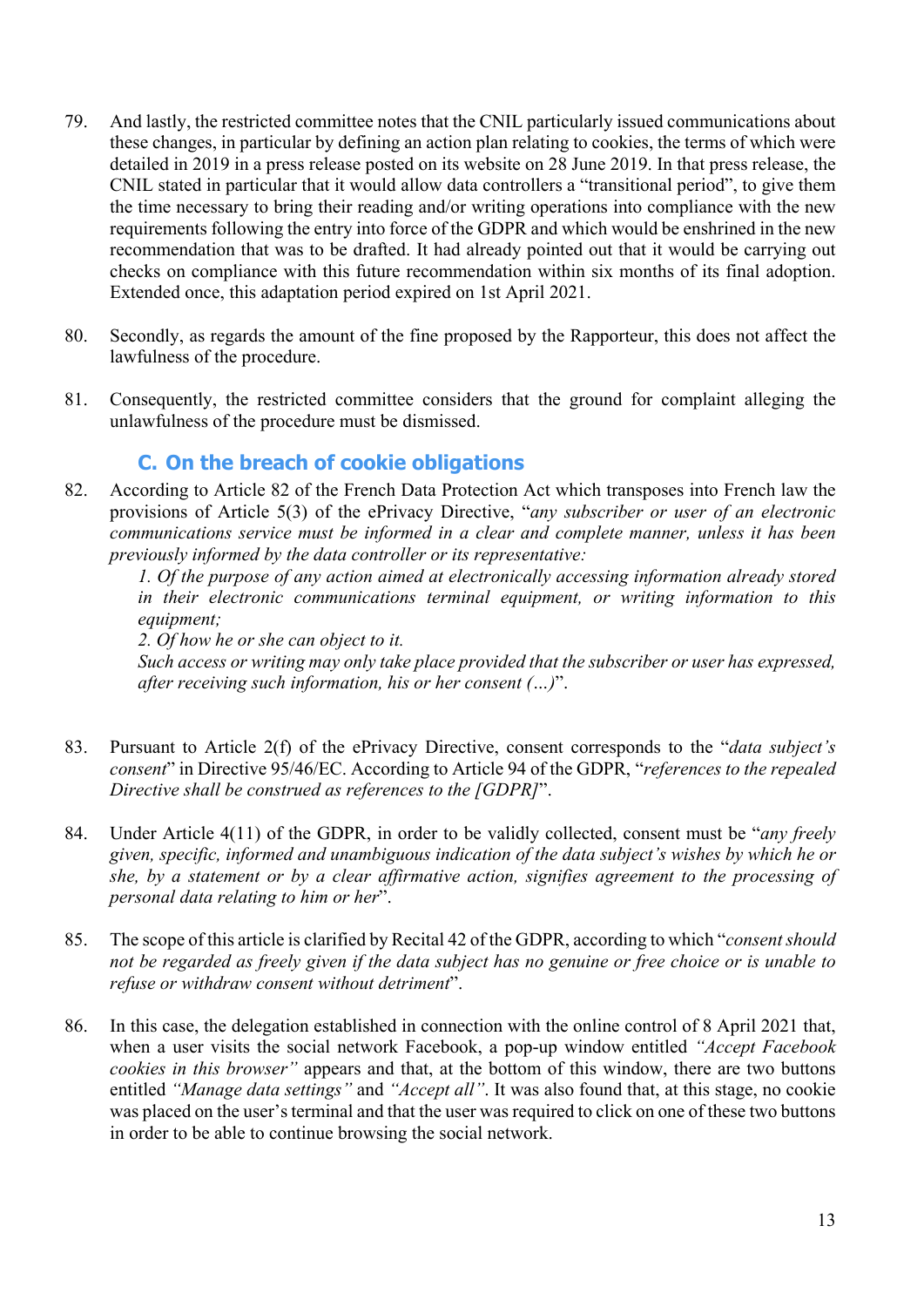79. And lastly, the restricted committee notes that the CNIL particularly issued communications about these changes, in particular by defining an action plan relating to cookies, the terms of which were detailed in 2019 in a press release posted on its website on 28 June 2019. In that press release, the CNIL stated in particular that it would allow data controllers a "transitional period", to give them the time necessary to bring their reading and/or writing operations into compliance with the new requirements following the entry into force of the GDPR and which would be enshrined in the new recommendation that was to be drafted. It had already pointed out that it would be carrying out checks on compliance with this future recommendation within six months of its final adoption. Extended once, this adaptation period expired on 1st April 2021.

80. Secondly, as regards the amount of the fine proposed by the Rapporteur, this does not affect the lawfulness of the procedure.

81. Consequently, the restricted committee considers that the ground for complaint alleging the unlawfulness of the procedure must be dismissed.

### C. On the breach of cookie obligations

82. According to Article 82 of the French Data Protection Act which transposes into French law the provisions of Article 5(3) of the ePrivacy Directive, "*any subscriber or user of an electronic communications service must be informed in a clear and complete manner, unless it has been previously informed by the data controller or its representative:*

    *1. Of the purpose of any action aimed at electronically accessing information already stored in their electronic communications terminal equipment, or writing information to this equipment;*

    *2. Of how he or she can object to it.*

    *Such access or writing may only take place provided that the subscriber or user has expressed, after receiving such information, his or her consent (…)*".

83. Pursuant to Article 2(f) of the ePrivacy Directive, consent corresponds to the "*data subject's consent*" in Directive 95/46/EC. According to Article 94 of the GDPR, "*references to the repealed Directive shall be construed as references to the [GDPR]*".

84. Under Article 4(11) of the GDPR, in order to be validly collected, consent must be "*any freely given, specific, informed and unambiguous indication of the data subject's wishes by which he or she, by a statement or by a clear affirmative action, signifies agreement to the processing of personal data relating to him or her*".

85. The scope of this article is clarified by Recital 42 of the GDPR, according to which "*consent should not be regarded as freely given if the data subject has no genuine or free choice or is unable to refuse or withdraw consent without detriment*".

86. In this case, the delegation established in connection with the online control of 8 April 2021 that, when a user visits the social network Facebook, a pop-up window entitled *"Accept Facebook cookies in this browser"* appears and that, at the bottom of this window, there are two buttons entitled *"Manage data settings"* and *"Accept all"*. It was also found that, at this stage, no cookie was placed on the user's terminal and that the user was required to click on one of these two buttons in order to be able to continue browsing the social network.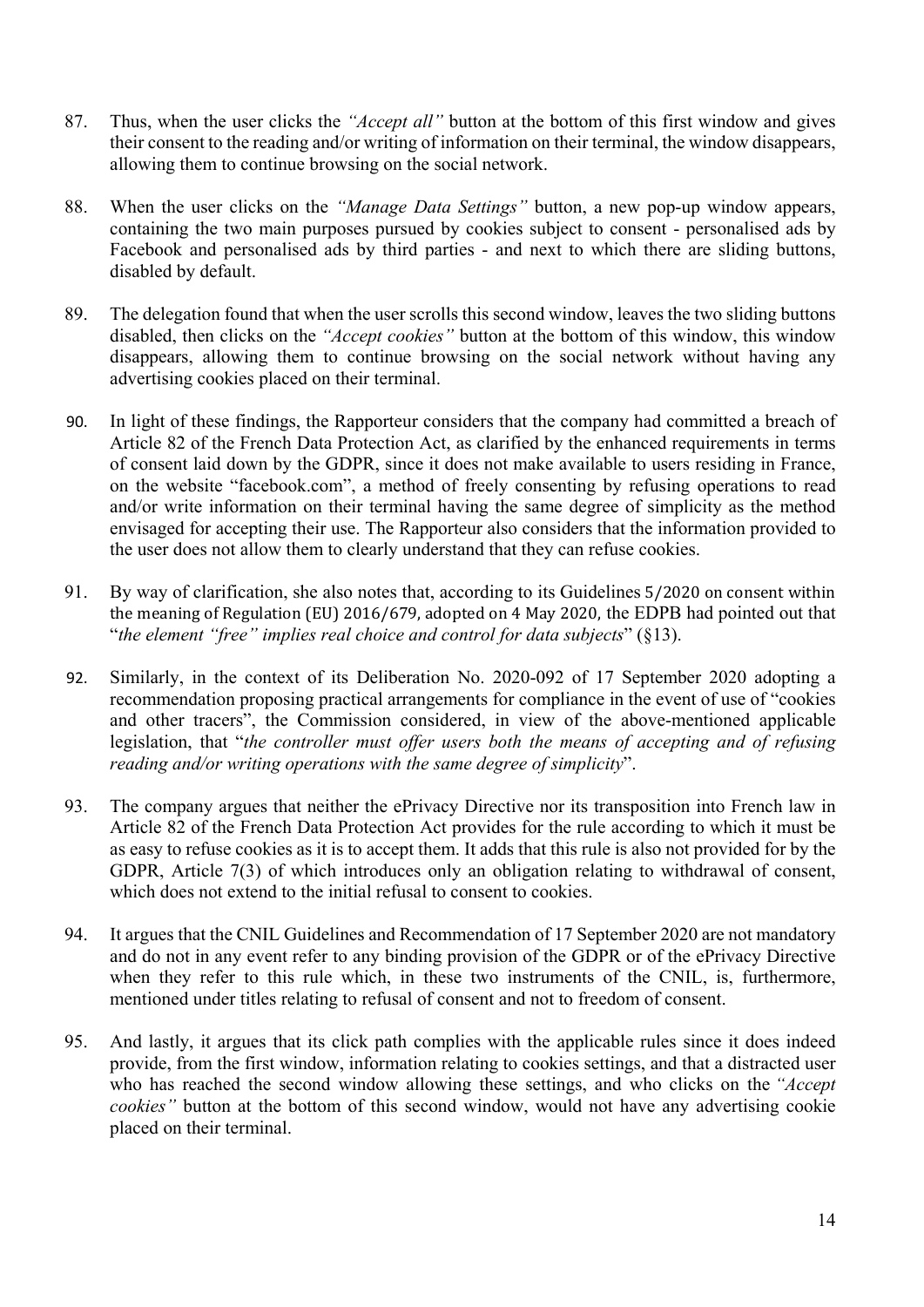87. Thus, when the user clicks the *"Accept all"* button at the bottom of this first window and gives their consent to the reading and/or writing of information on their terminal, the window disappears, allowing them to continue browsing on the social network.

88. When the user clicks on the *"Manage Data Settings"* button, a new pop-up window appears, containing the two main purposes pursued by cookies subject to consent - personalised ads by Facebook and personalised ads by third parties - and next to which there are sliding buttons, disabled by default.

89. The delegation found that when the user scrolls this second window, leaves the two sliding buttons disabled, then clicks on the *"Accept cookies"* button at the bottom of this window, this window disappears, allowing them to continue browsing on the social network without having any advertising cookies placed on their terminal.

90. In light of these findings, the Rapporteur considers that the company had committed a breach of Article 82 of the French Data Protection Act, as clarified by the enhanced requirements in terms of consent laid down by the GDPR, since it does not make available to users residing in France, on the website "facebook.com", a method of freely consenting by refusing operations to read and/or write information on their terminal having the same degree of simplicity as the method envisaged for accepting their use. The Rapporteur also considers that the information provided to the user does not allow them to clearly understand that they can refuse cookies.

91. By way of clarification, she also notes that, according to its Guidelines 5/2020 on consent within the meaning of Regulation (EU) 2016/679, adopted on 4 May 2020, the EDPB had pointed out that "*the element "free" implies real choice and control for data subjects*" (§13).

92. Similarly, in the context of its Deliberation No. 2020-092 of 17 September 2020 adopting a recommendation proposing practical arrangements for compliance in the event of use of "cookies and other tracers", the Commission considered, in view of the above-mentioned applicable legislation, that "*the controller must offer users both the means of accepting and of refusing reading and/or writing operations with the same degree of simplicity*".

93. The company argues that neither the ePrivacy Directive nor its transposition into French law in Article 82 of the French Data Protection Act provides for the rule according to which it must be as easy to refuse cookies as it is to accept them. It adds that this rule is also not provided for by the GDPR, Article 7(3) of which introduces only an obligation relating to withdrawal of consent, which does not extend to the initial refusal to consent to cookies.

94. It argues that the CNIL Guidelines and Recommendation of 17 September 2020 are not mandatory and do not in any event refer to any binding provision of the GDPR or of the ePrivacy Directive when they refer to this rule which, in these two instruments of the CNIL, is, furthermore, mentioned under titles relating to refusal of consent and not to freedom of consent.

95. And lastly, it argues that its click path complies with the applicable rules since it does indeed provide, from the first window, information relating to cookies settings, and that a distracted user who has reached the second window allowing these settings, and who clicks on the *"Accept cookies"* button at the bottom of this second window, would not have any advertising cookie placed on their terminal.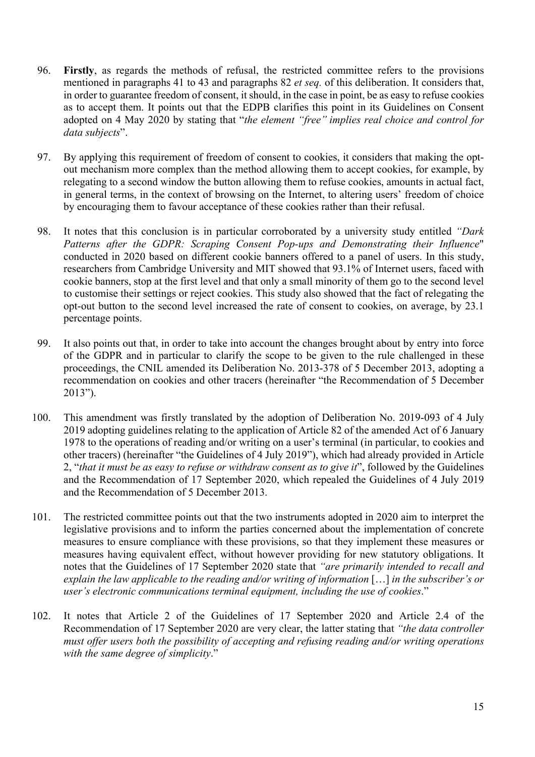96. **Firstly**, as regards the methods of refusal, the restricted committee refers to the provisions mentioned in paragraphs 41 to 43 and paragraphs 82 *et seq.* of this deliberation. It considers that, in order to guarantee freedom of consent, it should, in the case in point, be as easy to refuse cookies as to accept them. It points out that the EDPB clarifies this point in its Guidelines on Consent adopted on 4 May 2020 by stating that "*the element "free" implies real choice and control for data subjects*".

97. By applying this requirement of freedom of consent to cookies, it considers that making the opt-out mechanism more complex than the method allowing them to accept cookies, for example, by relegating to a second window the button allowing them to refuse cookies, amounts in actual fact, in general terms, in the context of browsing on the Internet, to altering users' freedom of choice by encouraging them to favour acceptance of these cookies rather than their refusal.

98. It notes that this conclusion is in particular corroborated by a university study entitled *"Dark Patterns after the GDPR: Scraping Consent Pop-ups and Demonstrating their Influence*" conducted in 2020 based on different cookie banners offered to a panel of users. In this study, researchers from Cambridge University and MIT showed that 93.1% of Internet users, faced with cookie banners, stop at the first level and that only a small minority of them go to the second level to customise their settings or reject cookies. This study also showed that the fact of relegating the opt-out button to the second level increased the rate of consent to cookies, on average, by 23.1 percentage points.

99. It also points out that, in order to take into account the changes brought about by entry into force of the GDPR and in particular to clarify the scope to be given to the rule challenged in these proceedings, the CNIL amended its Deliberation No. 2013-378 of 5 December 2013, adopting a recommendation on cookies and other tracers (hereinafter "the Recommendation of 5 December 2013").

100. This amendment was firstly translated by the adoption of Deliberation No. 2019-093 of 4 July 2019 adopting guidelines relating to the application of Article 82 of the amended Act of 6 January 1978 to the operations of reading and/or writing on a user's terminal (in particular, to cookies and other tracers) (hereinafter "the Guidelines of 4 July 2019"), which had already provided in Article 2, "*that it must be as easy to refuse or withdraw consent as to give it*", followed by the Guidelines and the Recommendation of 17 September 2020, which repealed the Guidelines of 4 July 2019 and the Recommendation of 5 December 2013.

101. The restricted committee points out that the two instruments adopted in 2020 aim to interpret the legislative provisions and to inform the parties concerned about the implementation of concrete measures to ensure compliance with these provisions, so that they implement these measures or measures having equivalent effect, without however providing for new statutory obligations. It notes that the Guidelines of 17 September 2020 state that *"are primarily intended to recall and explain the law applicable to the reading and/or writing of information* […] *in the subscriber's or user's electronic communications terminal equipment, including the use of cookies*."

102. It notes that Article 2 of the Guidelines of 17 September 2020 and Article 2.4 of the Recommendation of 17 September 2020 are very clear, the latter stating that *"the data controller must offer users both the possibility of accepting and refusing reading and/or writing operations with the same degree of simplicity*."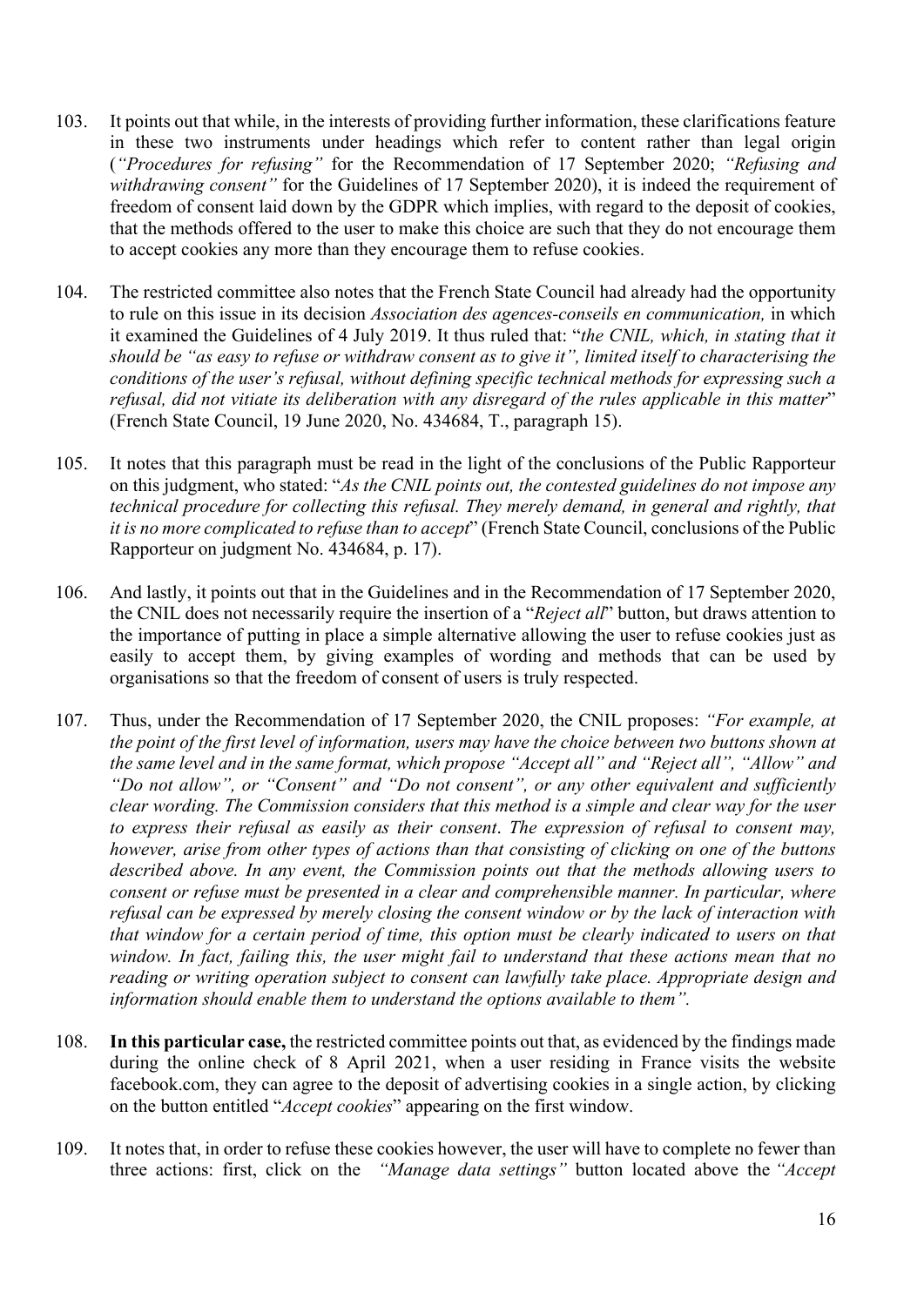103. It points out that while, in the interests of providing further information, these clarifications feature in these two instruments under headings which refer to content rather than legal origin (*"Procedures for refusing"* for the Recommendation of 17 September 2020; *"Refusing and withdrawing consent"* for the Guidelines of 17 September 2020), it is indeed the requirement of freedom of consent laid down by the GDPR which implies, with regard to the deposit of cookies, that the methods offered to the user to make this choice are such that they do not encourage them to accept cookies any more than they encourage them to refuse cookies.

104. The restricted committee also notes that the French State Council had already had the opportunity to rule on this issue in its decision *Association des agences-conseils en communication,* in which it examined the Guidelines of 4 July 2019. It thus ruled that: "*the CNIL, which, in stating that it should be "as easy to refuse or withdraw consent as to give it", limited itself to characterising the conditions of the user's refusal, without defining specific technical methods for expressing such a refusal, did not vitiate its deliberation with any disregard of the rules applicable in this matter*" (French State Council, 19 June 2020, No. 434684, T., paragraph 15).

105. It notes that this paragraph must be read in the light of the conclusions of the Public Rapporteur on this judgment, who stated: "*As the CNIL points out, the contested guidelines do not impose any technical procedure for collecting this refusal. They merely demand, in general and rightly, that it is no more complicated to refuse than to accept*" (French State Council, conclusions of the Public Rapporteur on judgment No. 434684, p. 17).

106. And lastly, it points out that in the Guidelines and in the Recommendation of 17 September 2020, the CNIL does not necessarily require the insertion of a "*Reject all*" button, but draws attention to the importance of putting in place a simple alternative allowing the user to refuse cookies just as easily to accept them, by giving examples of wording and methods that can be used by organisations so that the freedom of consent of users is truly respected.

107. Thus, under the Recommendation of 17 September 2020, the CNIL proposes: *"For example, at the point of the first level of information, users may have the choice between two buttons shown at the same level and in the same format, which propose "Accept all" and "Reject all", "Allow" and "Do not allow", or "Consent" and "Do not consent", or any other equivalent and sufficiently clear wording. The Commission considers that this method is a simple and clear way for the user to express their refusal as easily as their consent. The expression of refusal to consent may, however, arise from other types of actions than that consisting of clicking on one of the buttons described above. In any event, the Commission points out that the methods allowing users to consent or refuse must be presented in a clear and comprehensible manner. In particular, where refusal can be expressed by merely closing the consent window or by the lack of interaction with that window for a certain period of time, this option must be clearly indicated to users on that window. In fact, failing this, the user might fail to understand that these actions mean that no reading or writing operation subject to consent can lawfully take place. Appropriate design and information should enable them to understand the options available to them".*

108. **In this particular case,** the restricted committee points out that, as evidenced by the findings made during the online check of 8 April 2021, when a user residing in France visits the website facebook.com, they can agree to the deposit of advertising cookies in a single action, by clicking on the button entitled "*Accept cookies*" appearing on the first window.

109. It notes that, in order to refuse these cookies however, the user will have to complete no fewer than three actions: first, click on the *"Manage data settings"* button located above the *"Accept*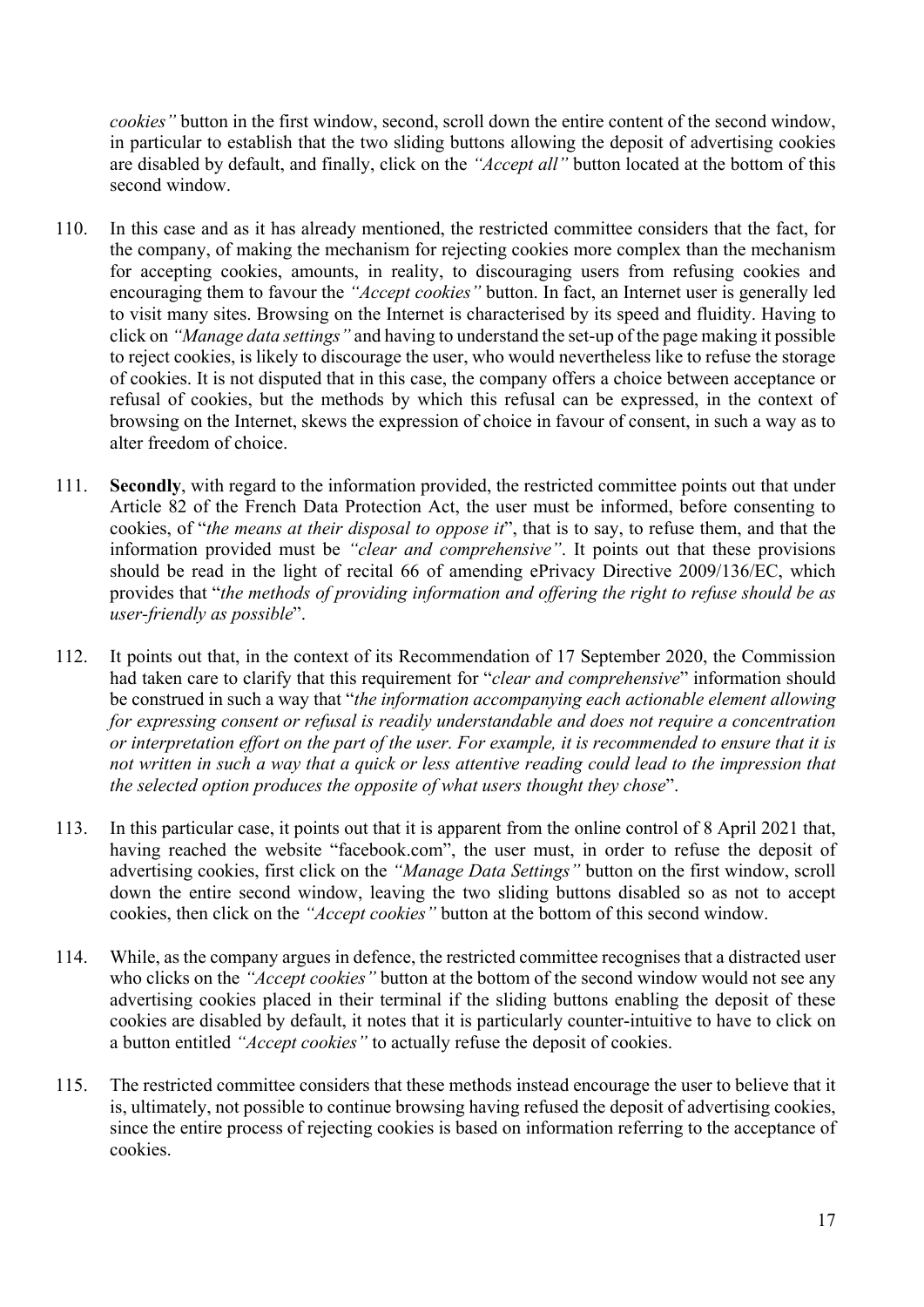*cookies"* button in the first window, second, scroll down the entire content of the second window, in particular to establish that the two sliding buttons allowing the deposit of advertising cookies are disabled by default, and finally, click on the *"Accept all"* button located at the bottom of this second window.

110. In this case and as it has already mentioned, the restricted committee considers that the fact, for the company, of making the mechanism for rejecting cookies more complex than the mechanism for accepting cookies, amounts, in reality, to discouraging users from refusing cookies and encouraging them to favour the *"Accept cookies"* button. In fact, an Internet user is generally led to visit many sites. Browsing on the Internet is characterised by its speed and fluidity. Having to click on *"Manage data settings"* and having to understand the set-up of the page making it possible to reject cookies, is likely to discourage the user, who would nevertheless like to refuse the storage of cookies. It is not disputed that in this case, the company offers a choice between acceptance or refusal of cookies, but the methods by which this refusal can be expressed, in the context of browsing on the Internet, skews the expression of choice in favour of consent, in such a way as to alter freedom of choice.

111. **Secondly**, with regard to the information provided, the restricted committee points out that under Article 82 of the French Data Protection Act, the user must be informed, before consenting to cookies, of "*the means at their disposal to oppose it*", that is to say, to refuse them, and that the information provided must be *"clear and comprehensive"*. It points out that these provisions should be read in the light of recital 66 of amending ePrivacy Directive 2009/136/EC, which provides that "*the methods of providing information and offering the right to refuse should be as user-friendly as possible*".

112. It points out that, in the context of its Recommendation of 17 September 2020, the Commission had taken care to clarify that this requirement for "*clear and comprehensive*" information should be construed in such a way that "*the information accompanying each actionable element allowing for expressing consent or refusal is readily understandable and does not require a concentration or interpretation effort on the part of the user. For example, it is recommended to ensure that it is not written in such a way that a quick or less attentive reading could lead to the impression that the selected option produces the opposite of what users thought they chose*".

113. In this particular case, it points out that it is apparent from the online control of 8 April 2021 that, having reached the website "facebook.com", the user must, in order to refuse the deposit of advertising cookies, first click on the *"Manage Data Settings"* button on the first window, scroll down the entire second window, leaving the two sliding buttons disabled so as not to accept cookies, then click on the *"Accept cookies"* button at the bottom of this second window.

114. While, as the company argues in defence, the restricted committee recognises that a distracted user who clicks on the *"Accept cookies"* button at the bottom of the second window would not see any advertising cookies placed in their terminal if the sliding buttons enabling the deposit of these cookies are disabled by default, it notes that it is particularly counter-intuitive to have to click on a button entitled *"Accept cookies"* to actually refuse the deposit of cookies.

115. The restricted committee considers that these methods instead encourage the user to believe that it is, ultimately, not possible to continue browsing having refused the deposit of advertising cookies, since the entire process of rejecting cookies is based on information referring to the acceptance of cookies.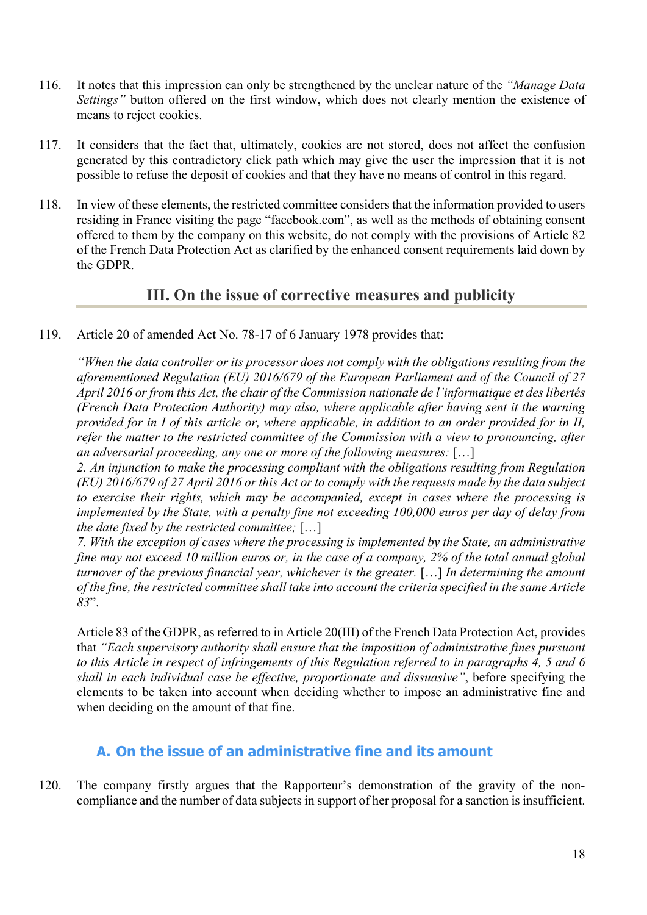116. It notes that this impression can only be strengthened by the unclear nature of the *"Manage Data Settings"* button offered on the first window, which does not clearly mention the existence of means to reject cookies.

117. It considers that the fact that, ultimately, cookies are not stored, does not affect the confusion generated by this contradictory click path which may give the user the impression that it is not possible to refuse the deposit of cookies and that they have no means of control in this regard.

118. In view of these elements, the restricted committee considers that the information provided to users residing in France visiting the page "facebook.com", as well as the methods of obtaining consent offered to them by the company on this website, do not comply with the provisions of Article 82 of the French Data Protection Act as clarified by the enhanced consent requirements laid down by the GDPR.

## III. On the issue of corrective measures and publicity

119. Article 20 of amended Act No. 78-17 of 6 January 1978 provides that:

*"When the data controller or its processor does not comply with the obligations resulting from the aforementioned Regulation (EU) 2016/679 of the European Parliament and of the Council of 27 April 2016 or from this Act, the chair of the Commission nationale de l'informatique et des libertés (French Data Protection Authority) may also, where applicable after having sent it the warning provided for in I of this article or, where applicable, in addition to an order provided for in II, refer the matter to the restricted committee of the Commission with a view to pronouncing, after an adversarial proceeding, any one or more of the following measures:* […]
*2. An injunction to make the processing compliant with the obligations resulting from Regulation (EU) 2016/679 of 27 April 2016 or this Act or to comply with the requests made by the data subject to exercise their rights, which may be accompanied, except in cases where the processing is implemented by the State, with a penalty fine not exceeding 100,000 euros per day of delay from the date fixed by the restricted committee;* […]
*7. With the exception of cases where the processing is implemented by the State, an administrative fine may not exceed 10 million euros or, in the case of a company, 2% of the total annual global turnover of the previous financial year, whichever is the greater.* […] *In determining the amount of the fine, the restricted committee shall take into account the criteria specified in the same Article 83*".

Article 83 of the GDPR, as referred to in Article 20(III) of the French Data Protection Act, provides that *"Each supervisory authority shall ensure that the imposition of administrative fines pursuant to this Article in respect of infringements of this Regulation referred to in paragraphs 4, 5 and 6 shall in each individual case be effective, proportionate and dissuasive"*, before specifying the elements to be taken into account when deciding whether to impose an administrative fine and when deciding on the amount of that fine.

### A. On the issue of an administrative fine and its amount

120. The company firstly argues that the Rapporteur's demonstration of the gravity of the non-compliance and the number of data subjects in support of her proposal for a sanction is insufficient.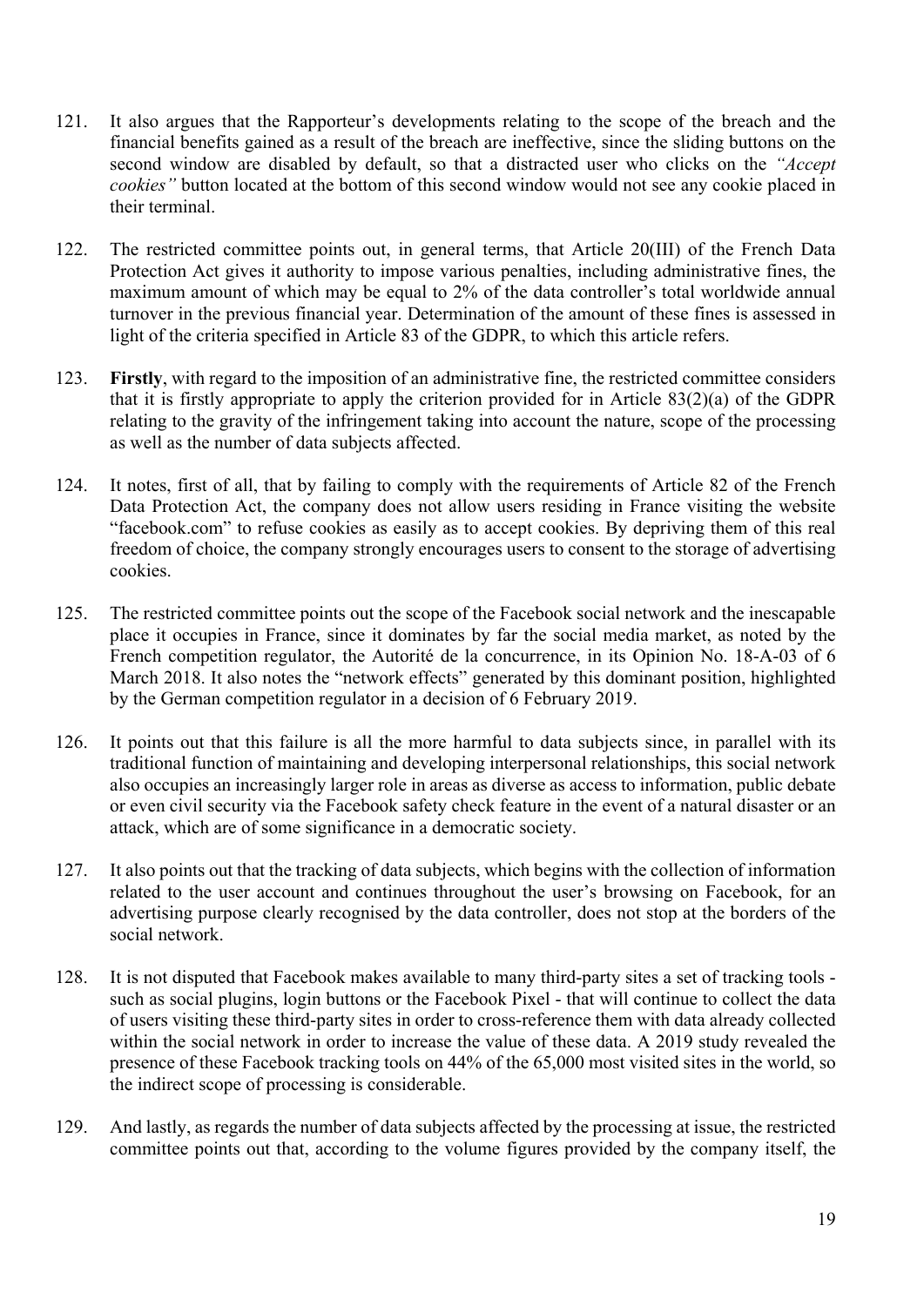121. It also argues that the Rapporteur's developments relating to the scope of the breach and the financial benefits gained as a result of the breach are ineffective, since the sliding buttons on the second window are disabled by default, so that a distracted user who clicks on the *"Accept cookies"* button located at the bottom of this second window would not see any cookie placed in their terminal.

122. The restricted committee points out, in general terms, that Article 20(III) of the French Data Protection Act gives it authority to impose various penalties, including administrative fines, the maximum amount of which may be equal to 2% of the data controller's total worldwide annual turnover in the previous financial year. Determination of the amount of these fines is assessed in light of the criteria specified in Article 83 of the GDPR, to which this article refers.

123. **Firstly**, with regard to the imposition of an administrative fine, the restricted committee considers that it is firstly appropriate to apply the criterion provided for in Article 83(2)(a) of the GDPR relating to the gravity of the infringement taking into account the nature, scope of the processing as well as the number of data subjects affected.

124. It notes, first of all, that by failing to comply with the requirements of Article 82 of the French Data Protection Act, the company does not allow users residing in France visiting the website "facebook.com" to refuse cookies as easily as to accept cookies. By depriving them of this real freedom of choice, the company strongly encourages users to consent to the storage of advertising cookies.

125. The restricted committee points out the scope of the Facebook social network and the inescapable place it occupies in France, since it dominates by far the social media market, as noted by the French competition regulator, the Autorité de la concurrence, in its Opinion No. 18-A-03 of 6 March 2018. It also notes the "network effects" generated by this dominant position, highlighted by the German competition regulator in a decision of 6 February 2019.

126. It points out that this failure is all the more harmful to data subjects since, in parallel with its traditional function of maintaining and developing interpersonal relationships, this social network also occupies an increasingly larger role in areas as diverse as access to information, public debate or even civil security via the Facebook safety check feature in the event of a natural disaster or an attack, which are of some significance in a democratic society.

127. It also points out that the tracking of data subjects, which begins with the collection of information related to the user account and continues throughout the user's browsing on Facebook, for an advertising purpose clearly recognised by the data controller, does not stop at the borders of the social network.

128. It is not disputed that Facebook makes available to many third-party sites a set of tracking tools - such as social plugins, login buttons or the Facebook Pixel - that will continue to collect the data of users visiting these third-party sites in order to cross-reference them with data already collected within the social network in order to increase the value of these data. A 2019 study revealed the presence of these Facebook tracking tools on 44% of the 65,000 most visited sites in the world, so the indirect scope of processing is considerable.

129. And lastly, as regards the number of data subjects affected by the processing at issue, the restricted committee points out that, according to the volume figures provided by the company itself, the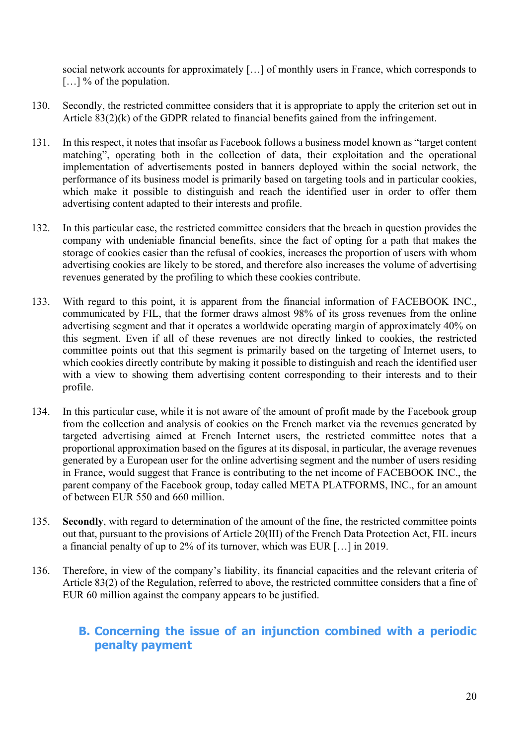social network accounts for approximately […] of monthly users in France, which corresponds to […] % of the population.

130. Secondly, the restricted committee considers that it is appropriate to apply the criterion set out in Article 83(2)(k) of the GDPR related to financial benefits gained from the infringement.

131. In this respect, it notes that insofar as Facebook follows a business model known as "target content matching", operating both in the collection of data, their exploitation and the operational implementation of advertisements posted in banners deployed within the social network, the performance of its business model is primarily based on targeting tools and in particular cookies, which make it possible to distinguish and reach the identified user in order to offer them advertising content adapted to their interests and profile.

132. In this particular case, the restricted committee considers that the breach in question provides the company with undeniable financial benefits, since the fact of opting for a path that makes the storage of cookies easier than the refusal of cookies, increases the proportion of users with whom advertising cookies are likely to be stored, and therefore also increases the volume of advertising revenues generated by the profiling to which these cookies contribute.

133. With regard to this point, it is apparent from the financial information of FACEBOOK INC., communicated by FIL, that the former draws almost 98% of its gross revenues from the online advertising segment and that it operates a worldwide operating margin of approximately 40% on this segment. Even if all of these revenues are not directly linked to cookies, the restricted committee points out that this segment is primarily based on the targeting of Internet users, to which cookies directly contribute by making it possible to distinguish and reach the identified user with a view to showing them advertising content corresponding to their interests and to their profile.

134. In this particular case, while it is not aware of the amount of profit made by the Facebook group from the collection and analysis of cookies on the French market via the revenues generated by targeted advertising aimed at French Internet users, the restricted committee notes that a proportional approximation based on the figures at its disposal, in particular, the average revenues generated by a European user for the online advertising segment and the number of users residing in France, would suggest that France is contributing to the net income of FACEBOOK INC., the parent company of the Facebook group, today called META PLATFORMS, INC., for an amount of between EUR 550 and 660 million.

135. **Secondly**, with regard to determination of the amount of the fine, the restricted committee points out that, pursuant to the provisions of Article 20(III) of the French Data Protection Act, FIL incurs a financial penalty of up to 2% of its turnover, which was EUR […] in 2019.

136. Therefore, in view of the company's liability, its financial capacities and the relevant criteria of Article 83(2) of the Regulation, referred to above, the restricted committee considers that a fine of EUR 60 million against the company appears to be justified.

## B. Concerning the issue of an injunction combined with a periodic penalty payment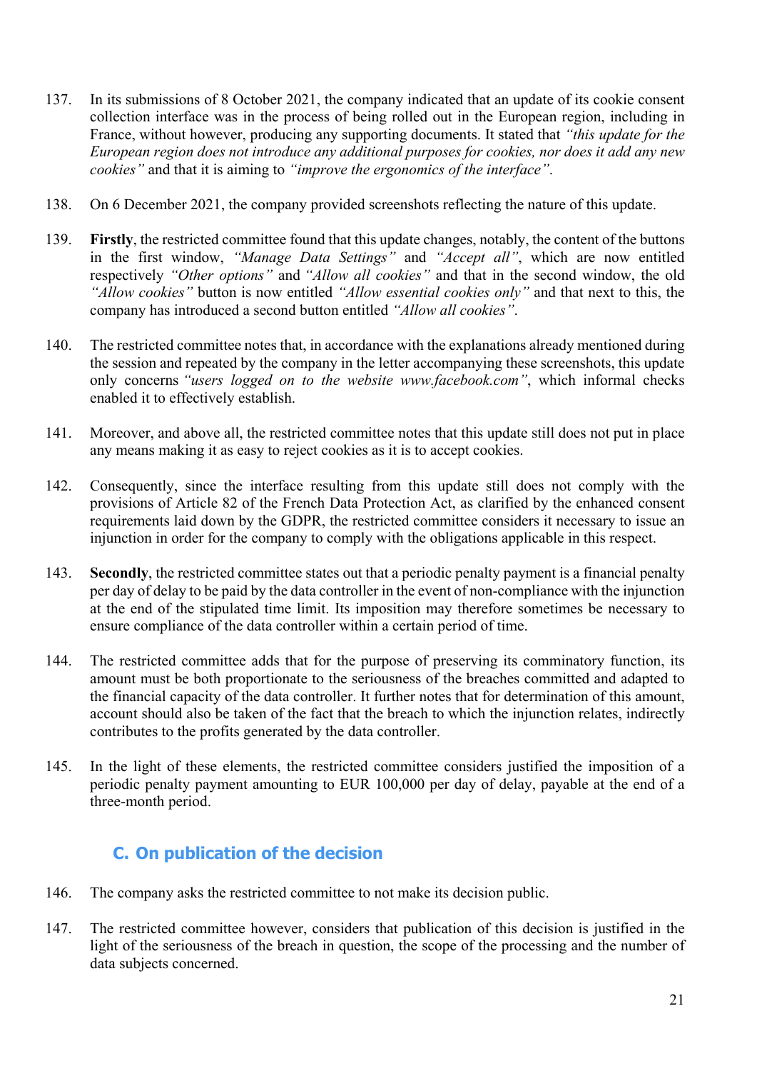137. In its submissions of 8 October 2021, the company indicated that an update of its cookie consent collection interface was in the process of being rolled out in the European region, including in France, without however, producing any supporting documents. It stated that *"this update for the European region does not introduce any additional purposes for cookies, nor does it add any new cookies"* and that it is aiming to *"improve the ergonomics of the interface"*.

138. On 6 December 2021, the company provided screenshots reflecting the nature of this update.

139. **Firstly**, the restricted committee found that this update changes, notably, the content of the buttons in the first window, *"Manage Data Settings"* and *"Accept all"*, which are now entitled respectively *"Other options"* and *"Allow all cookies"* and that in the second window, the old *"Allow cookies"* button is now entitled *"Allow essential cookies only"* and that next to this, the company has introduced a second button entitled *"Allow all cookies"*.

140. The restricted committee notes that, in accordance with the explanations already mentioned during the session and repeated by the company in the letter accompanying these screenshots, this update only concerns *"users logged on to the website www.facebook.com"*, which informal checks enabled it to effectively establish.

141. Moreover, and above all, the restricted committee notes that this update still does not put in place any means making it as easy to reject cookies as it is to accept cookies.

142. Consequently, since the interface resulting from this update still does not comply with the provisions of Article 82 of the French Data Protection Act, as clarified by the enhanced consent requirements laid down by the GDPR, the restricted committee considers it necessary to issue an injunction in order for the company to comply with the obligations applicable in this respect.

143. **Secondly**, the restricted committee states out that a periodic penalty payment is a financial penalty per day of delay to be paid by the data controller in the event of non-compliance with the injunction at the end of the stipulated time limit. Its imposition may therefore sometimes be necessary to ensure compliance of the data controller within a certain period of time.

144. The restricted committee adds that for the purpose of preserving its comminatory function, its amount must be both proportionate to the seriousness of the breaches committed and adapted to the financial capacity of the data controller. It further notes that for determination of this amount, account should also be taken of the fact that the breach to which the injunction relates, indirectly contributes to the profits generated by the data controller.

145. In the light of these elements, the restricted committee considers justified the imposition of a periodic penalty payment amounting to EUR 100,000 per day of delay, payable at the end of a three-month period.

### C. On publication of the decision

146. The company asks the restricted committee to not make its decision public.

147. The restricted committee however, considers that publication of this decision is justified in the light of the seriousness of the breach in question, the scope of the processing and the number of data subjects concerned.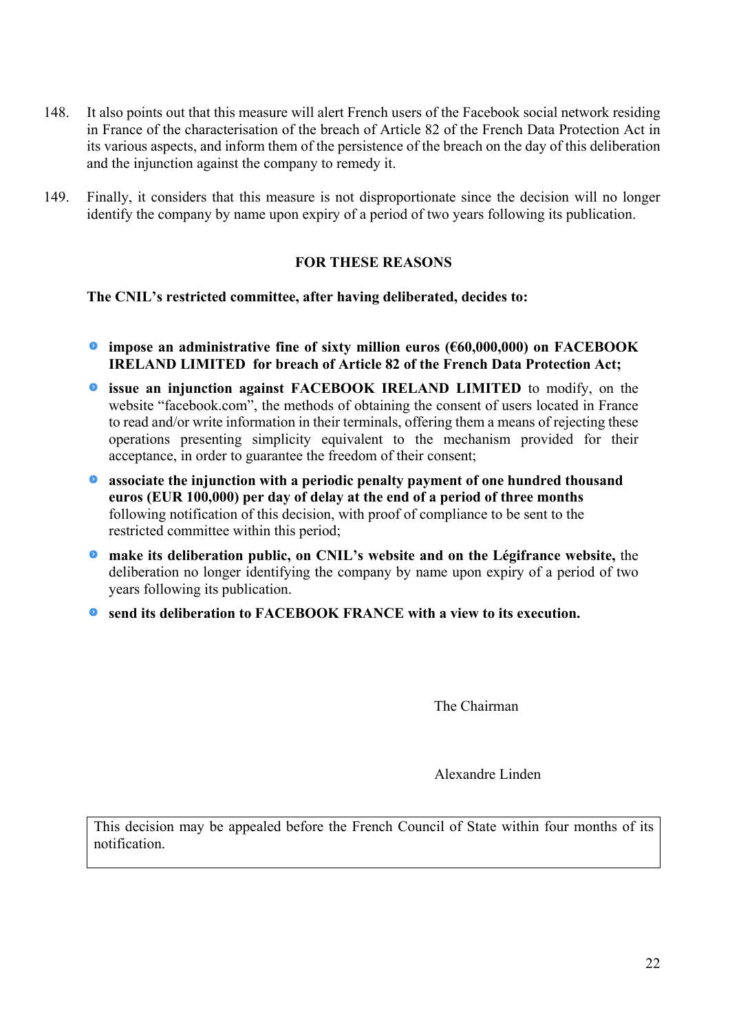148. It also points out that this measure will alert French users of the Facebook social network residing in France of the characterisation of the breach of Article 82 of the French Data Protection Act in its various aspects, and inform them of the persistence of the breach on the day of this deliberation and the injunction against the company to remedy it.

149. Finally, it considers that this measure is not disproportionate since the decision will no longer identify the company by name upon expiry of a period of two years following its publication.

**FOR THESE REASONS**

**The CNIL's restricted committee, after having deliberated, decides to:**

- **impose an administrative fine of sixty million euros (€60,000,000) on FACEBOOK IRELAND LIMITED for breach of Article 82 of the French Data Protection Act;**
- **issue an injunction against FACEBOOK IRELAND LIMITED** to modify, on the website "facebook.com", the methods of obtaining the consent of users located in France to read and/or write information in their terminals, offering them a means of rejecting these operations presenting simplicity equivalent to the mechanism provided for their acceptance, in order to guarantee the freedom of their consent;
- **associate the injunction with a periodic penalty payment of one hundred thousand euros (EUR 100,000) per day of delay at the end of a period of three months** following notification of this decision, with proof of compliance to be sent to the restricted committee within this period;
- **make its deliberation public, on CNIL's website and on the Légifrance website,** the deliberation no longer identifying the company by name upon expiry of a period of two years following its publication.
- **send its deliberation to FACEBOOK FRANCE with a view to its execution.**

The Chairman

Alexandre Linden

This decision may be appealed before the French Council of State within four months of its notification.